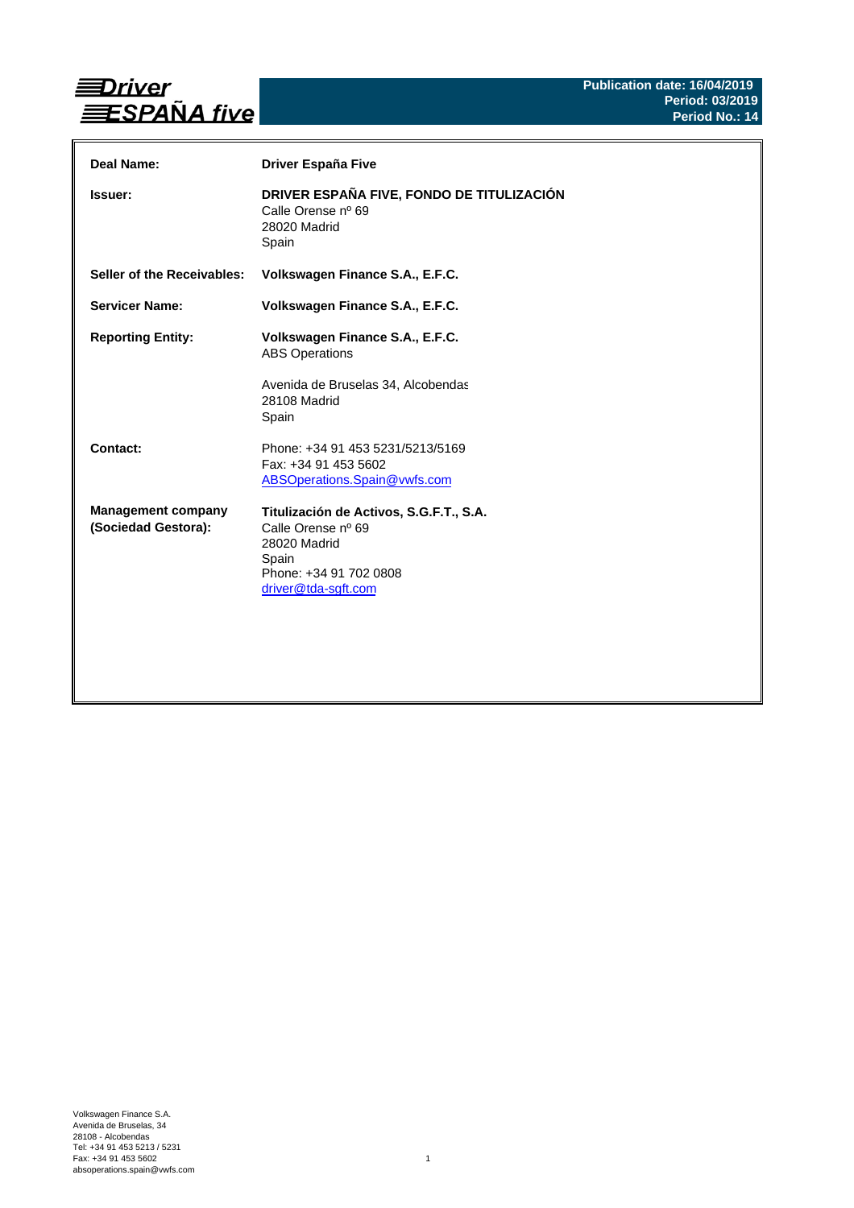# Driver ESPAÑA five

**Publication date: 16/04/2019**
**Period: 03/2019**
**Period No.: 14**

| | |
|---|---|
| **Deal Name:** | **Driver España Five** |
| **Issuer:** | **DRIVER ESPAÑA FIVE, FONDO DE TITULIZACIÓN**<br>Calle Orense nº 69<br>28020 Madrid<br>Spain |
| **Seller of the Receivables:** | **Volkswagen Finance S.A., E.F.C.** |
| **Servicer Name:** | **Volkswagen Finance S.A., E.F.C.** |
| **Reporting Entity:** | **Volkswagen Finance S.A., E.F.C.**<br>ABS Operations<br><br>Avenida de Bruselas 34, Alcobendas<br>28108 Madrid<br>Spain |
| **Contact:** | Phone: +34 91 453 5231/5213/5169<br>Fax: +34 91 453 5602<br>ABSOperations.Spain@vwfs.com |
| **Management company (Sociedad Gestora):** | **Titulización de Activos, S.G.F.T., S.A.**<br>Calle Orense nº 69<br>28020 Madrid<br>Spain<br>Phone: +34 91 702 0808<br>driver@tda-sgft.com |

Volkswagen Finance S.A.
Avenida de Bruselas, 34
28108 - Alcobendas
Tel: +34 91 453 5213 / 5231
Fax: +34 91 453 5602
absoperations.spain@vwfs.com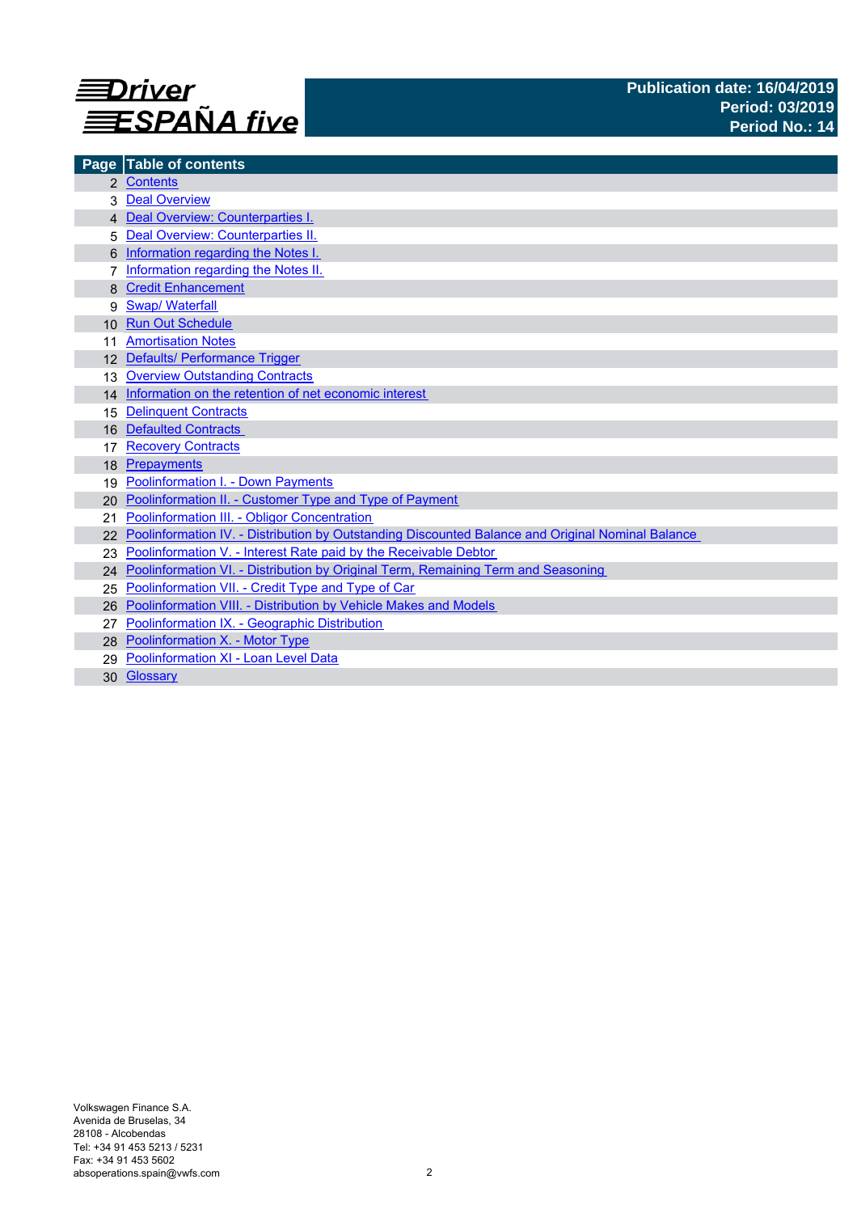# Driver ESPAÑA five

**Publication date: 16/04/2019**
**Period: 03/2019**
**Period No.: 14**

| Page | Table of contents |
|---|---|
| 2 | Contents |
| 3 | Deal Overview |
| 4 | Deal Overview: Counterparties I. |
| 5 | Deal Overview: Counterparties II. |
| 6 | Information regarding the Notes I. |
| 7 | Information regarding the Notes II. |
| 8 | Credit Enhancement |
| 9 | Swap/ Waterfall |
| 10 | Run Out Schedule |
| 11 | Amortisation Notes |
| 12 | Defaults/ Performance Trigger |
| 13 | Overview Outstanding Contracts |
| 14 | Information on the retention of net economic interest |
| 15 | Delinquent Contracts |
| 16 | Defaulted Contracts |
| 17 | Recovery Contracts |
| 18 | Prepayments |
| 19 | Poolinformation I. - Down Payments |
| 20 | Poolinformation II. - Customer Type and Type of Payment |
| 21 | Poolinformation III. - Obligor Concentration |
| 22 | Poolinformation IV. - Distribution by Outstanding Discounted Balance and Original Nominal Balance |
| 23 | Poolinformation V. - Interest Rate paid by the Receivable Debtor |
| 24 | Poolinformation VI. - Distribution by Original Term, Remaining Term and Seasoning |
| 25 | Poolinformation VII. - Credit Type and Type of Car |
| 26 | Poolinformation VIII. - Distribution by Vehicle Makes and Models |
| 27 | Poolinformation IX. - Geographic Distribution |
| 28 | Poolinformation X. - Motor Type |
| 29 | Poolinformation XI - Loan Level Data |
| 30 | Glossary |

Volkswagen Finance S.A.
Avenida de Bruselas, 34
28108 - Alcobendas
Tel: +34 91 453 5213 / 5231
Fax: +34 91 453 5602
absoperations.spain@vwfs.com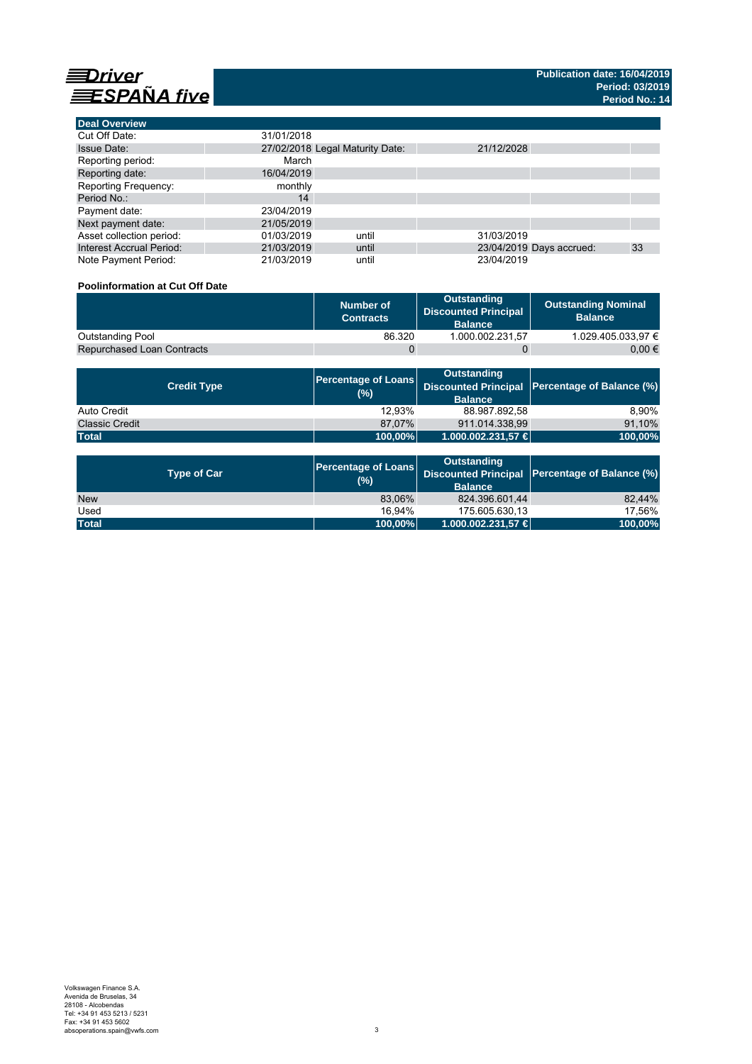# Driver ESPAÑA five

**Publication date: 16/04/2019**
**Period: 03/2019**
**Period No.: 14**

## Deal Overview

| | | | | | |
|---|---|---|---|---|---|
| Cut Off Date: | 31/01/2018 | | | | |
| Issue Date: | 27/02/2018 | Legal Maturity Date: | 21/12/2028 | | |
| Reporting period: | March | | | | |
| Reporting date: | 16/04/2019 | | | | |
| Reporting Frequency: | monthly | | | | |
| Period No.: | 14 | | | | |
| Payment date: | 23/04/2019 | | | | |
| Next payment date: | 21/05/2019 | | | | |
| Asset collection period: | 01/03/2019 | until | 31/03/2019 | | |
| Interest Accrual Period: | 21/03/2019 | until | 23/04/2019 | Days accrued: | 33 |
| Note Payment Period: | 21/03/2019 | until | 23/04/2019 | | |

### Poolinformation at Cut Off Date

| | Number of Contracts | Outstanding Discounted Principal Balance | Outstanding Nominal Balance |
|---|---|---|---|
| Outstanding Pool | 86.320 | 1.000.002.231,57 | 1.029.405.033,97 € |
| Repurchased Loan Contracts | 0 | 0 | 0,00 € |

| Credit Type | Percentage of Loans (%) | Outstanding Discounted Principal Balance | Percentage of Balance (%) |
|---|---|---|---|
| Auto Credit | 12,93% | 88.987.892,58 | 8,90% |
| Classic Credit | 87,07% | 911.014.338,99 | 91,10% |
| **Total** | **100,00%** | **1.000.002.231,57 €** | **100,00%** |

| Type of Car | Percentage of Loans (%) | Outstanding Discounted Principal Balance | Percentage of Balance (%) |
|---|---|---|---|
| New | 83,06% | 824.396.601,44 | 82,44% |
| Used | 16,94% | 175.605.630,13 | 17,56% |
| **Total** | **100,00%** | **1.000.002.231,57 €** | **100,00%** |

Volkswagen Finance S.A.
Avenida de Bruselas, 34
28108 - Alcobendas
Tel: +34 91 453 5213 / 5231
Fax: +34 91 453 5602
absoperations.spain@vwfs.com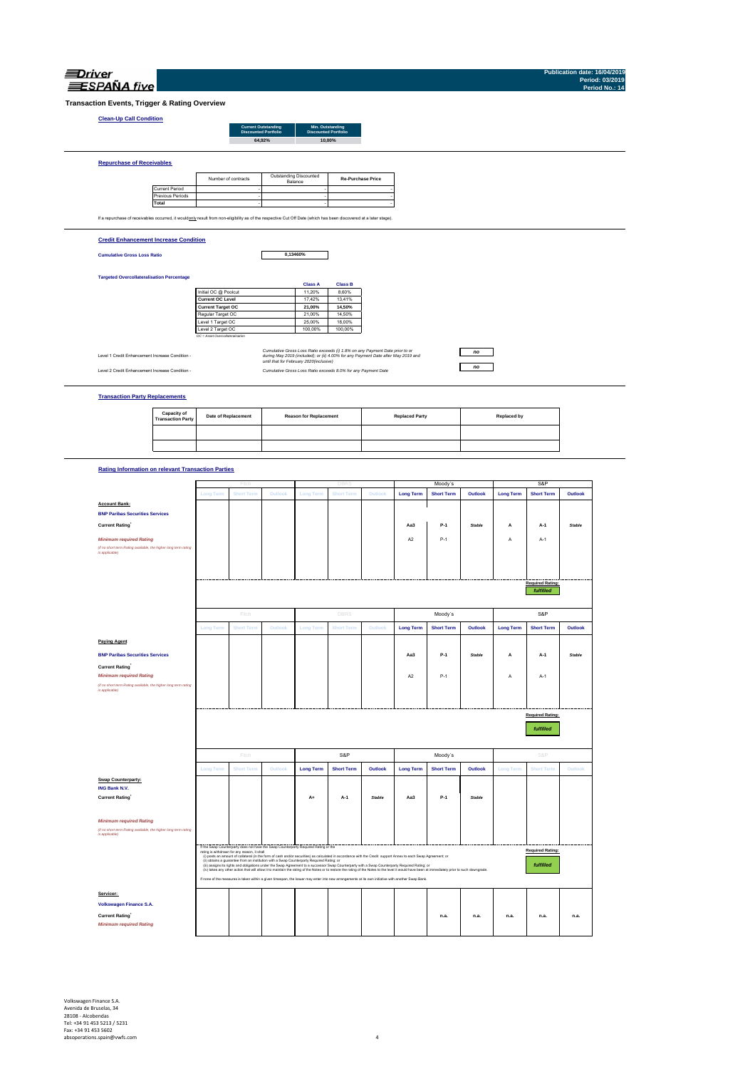# Transaction Events, Trigger & Rating Overview

## Clean-Up Call Condition

| Current Outstanding Discounted Portfolio | Min. Outstanding Discounted Portfolio |
|---|---|
| 64,92% | 10,00% |

## Repurchase of Receivables

| | Number of contracts | Outstanding Discounted Balance | Re-Purchase Price |
|---|---|---|---|
| Current Period | - | - | - |
| Previous Periods | - | - | - |
| **Total** | - | - | - |

If a repurchase of receivables occurred, it would only result from non-eligibility as of the respective Cut Off Date (which has been discovered at a later stage).

## Credit Enhancement Increase Condition

**Cumulative Gross Loss Ratio** 0,13460%

**Targeted Overcollateralisation Percentage**

| | Class A | Class B |
|---|---|---|
| Initial OC @ Poolcut | 11,20% | 8,60% |
| **Current OC Level** | 17,42% | 13,41% |
| **Current Target OC** | **21,00%** | **14,50%** |
| Regular Target OC | 21,00% | 14,50% |
| Level 1 Target OC | 25,00% | 18,00% |
| Level 2 Target OC | 100,00% | 100,00% |

OC = Asset Overcollateralisation

| | | |
|---|---|---|
| Level 1 Credit Enhancement Increase Condition - | *Cumulative Gross Loss Ratio exceeds (i) 1.8% on any Payment Date prior to or during May 2019 (included); or (ii) 4.00% for any Payment Date after May 2019 and until that for February 2020(inclusive)* | no |
| Level 2 Credit Enhancement Increase Condition - | *Cumulative Gross Loss Ratio exceeds 8.0% for any Payment Date* | no |

## Transaction Party Replacements

| Capacity of Transaction Party | Date of Replacement | Reason for Replacement | Replaced Party | Replaced by |
|---|---|---|---|---|
| | | | | |
| | | | | |

## Rating Information on relevant Transaction Parties

| | Fitch | | | DBRS | | | Moody's | | | S&P | | |
|---|---|---|---|---|---|---|---|---|---|---|---|---|
| | Long Term | Short Term | Outlook | Long Term | Short Term | Outlook | Long Term | Short Term | Outlook | Long Term | Short Term | Outlook |
| **Account Bank:** | | | | | | | | | | | | |
| **BNP Paribas Securities Services** | | | | | | | | | | | | |
| **Current Rating**[1] | | | | | | | Aa3 | P-1 | Stable | A | A-1 | Stable |
| *Minimum required Rating* (if no short term Rating available, the higher long term rating is applicable) | | | | | | | A2 | P-1 | | A | A-1 | |
| | | | | | | | | | | | Required Rating: fulfilled | |

| | Fitch | | | DBRS | | | Moody's | | | S&P | | |
|---|---|---|---|---|---|---|---|---|---|---|---|---|
| | Long Term | Short Term | Outlook | Long Term | Short Term | Outlook | Long Term | Short Term | Outlook | Long Term | Short Term | Outlook |
| **Paying Agent** | | | | | | | | | | | | |
| **BNP Paribas Securities Services** | | | | | | | Aa3 | P-1 | Stable | A | A-1 | Stable |
| **Current Rating**[1] | | | | | | | | | | | | |
| *Minimum required Rating* (if no short term Rating available, the higher long term rating is applicable) | | | | | | | A2 | P-1 | | A | A-1 | |
| | | | | | | | | | | | Required Rating: fulfilled | |

| | Fitch | | | S&P | | | Moody's | | | S&P | | |
|---|---|---|---|---|---|---|---|---|---|---|---|---|
| | Long Term | Short Term | Outlook | Long Term | Short Term | Outlook | Long Term | Short Term | Outlook | Long Term | Short Term | Outlook |
| **Swap Counterparty:** | | | | | | | | | | | | |
| **ING Bank N.V.** | | | | | | | | | | | | |
| **Current Rating**[1] | | | | A+ | A-1 | Stable | Aa3 | P-1 | Stable | | | |
| *Minimum required Rating* (if no short term Rating available, the higher long term rating is applicable) | | | | | | | | | | | | |
| | | | | | | | | | | | Required Rating: fulfilled | |

If the Swap Counterparty does not have the Swap Counterparty Required Rating or the rating is withdrawn for any reason, it shall
(i) posts an amount of collateral (in the form of cash and/or securities) as calculated in accordance with the Credit support Annex to each Swap Agreement; or
(ii) obtains a guarantee from an institution with a Swap Counterparty Required Rating; or
(iii) assigns its rights and obligations under the Swap Agreement to a successor Swap Counterparty with a Swap Counterparty Required Rating; or
(iv) takes any other action that will allow it to maintain the rating of the Notes or to restore the rating of the Notes to the level it would have been at immediately prior to such downgrade.
If none of the measures is taken within a given timespan, the Issuer may enter into new arrangements at its own initiative with another Swap Bank.

| | | | | | | | | | | | | |
|---|---|---|---|---|---|---|---|---|---|---|---|---|
| **Servicer:** | | | | | | | | | | | | |
| **Volkswagen Finance S.A.** | | | | | | | | | | | | |
| **Current Rating**[1] | | | | | | | | n.a. | n.a. | n.a. | n.a. | n.a. |
| *Minimum required Rating* | | | | | | | | | | | | |

Volkswagen Finance S.A.
Avenida de Bruselas, 34
28108 - Alcobendas
Tel: +34 91 453 5213 / 5231
Fax: +34 91 453 5602
absoperations.spain@vwfs.com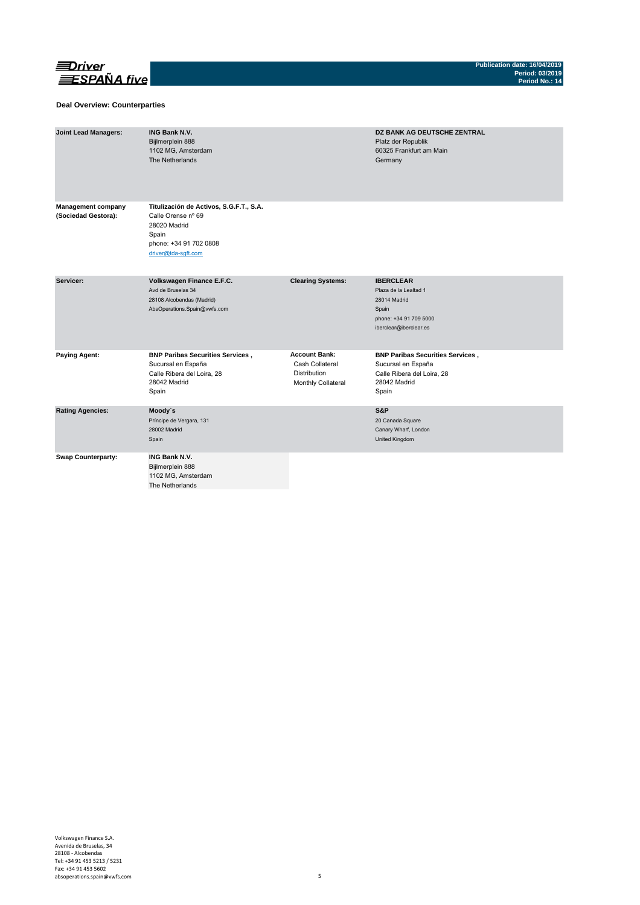## Deal Overview: Counterparties

| | | | |
|---|---|---|---|
| **Joint Lead Managers:** | **ING Bank N.V.**<br>Bijlmerplein 888<br>1102 MG, Amsterdam<br>The Netherlands | | **DZ BANK AG DEUTSCHE ZENTRAL**<br>Platz der Republik<br>60325 Frankfurt am Main<br>Germany |
| **Management company (Sociedad Gestora):** | **Titulización de Activos, S.G.F.T., S.A.**<br>Calle Orense nº 69<br>28020 Madrid<br>Spain<br>phone: +34 91 702 0808<br>driver@tda-sgft.com | | |
| **Servicer:** | **Volkswagen Finance E.F.C.**<br>Avd de Bruselas 34<br>28108 Alcobendas (Madrid)<br>AbsOperations.Spain@vwfs.com | **Clearing Systems:** | **IBERCLEAR**<br>Plaza de la Lealtad 1<br>28014 Madrid<br>Spain<br>phone: +34 91 709 5000<br>iberclear@iberclear.es |
| **Paying Agent:** | **BNP Paribas Securities Services ,**<br>Sucursal en España<br>Calle Ribera del Loira, 28<br>28042 Madrid<br>Spain | **Account Bank:**<br>Cash Collateral<br>Distribution<br>Monthly Collateral | **BNP Paribas Securities Services ,**<br>Sucursal en España<br>Calle Ribera del Loira, 28<br>28042 Madrid<br>Spain |
| **Rating Agencies:** | **Moody´s**<br>Príncipe de Vergara, 131<br>28002 Madrid<br>Spain | | **S&P**<br>20 Canada Square<br>Canary Wharf, London<br>United Kingdom |
| **Swap Counterparty:** | **ING Bank N.V.**<br>Bijlmerplein 888<br>1102 MG, Amsterdam<br>The Netherlands | | |

Volkswagen Finance S.A.
Avenida de Bruselas, 34
28108 - Alcobendas
Tel: +34 91 453 5213 / 5231
Fax: +34 91 453 5602
absoperations.spain@vwfs.com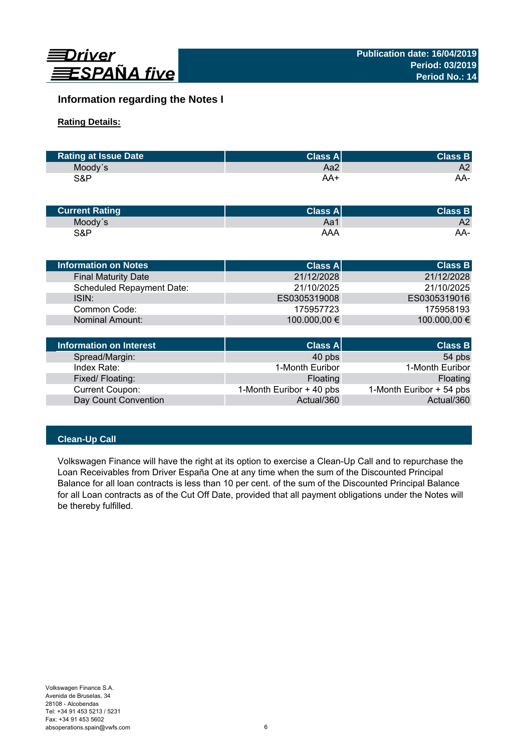# Information regarding the Notes I

**Rating Details:**

| Rating at Issue Date | Class A | Class B |
|---|---|---|
| Moody´s | Aa2 | A2 |
| S&P | AA+ | AA- |

| Current Rating | Class A | Class B |
|---|---|---|
| Moody´s | Aa1 | A2 |
| S&P | AAA | AA- |

| Information on Notes | Class A | Class B |
|---|---|---|
| Final Maturity Date | 21/12/2028 | 21/12/2028 |
| Scheduled Repayment Date: | 21/10/2025 | 21/10/2025 |
| ISIN: | ES0305319008 | ES0305319016 |
| Common Code: | 175957723 | 175958193 |
| Nominal Amount: | 100.000,00 € | 100.000,00 € |

| Information on Interest | Class A | Class B |
|---|---|---|
| Spread/Margin: | 40 pbs | 54 pbs |
| Index Rate: | 1-Month Euribor | 1-Month Euribor |
| Fixed/ Floating: | Floating | Floating |
| Current Coupon: | 1-Month Euribor + 40 pbs | 1-Month Euribor + 54 pbs |
| Day Count Convention | Actual/360 | Actual/360 |

## Clean-Up Call

Volkswagen Finance will have the right at its option to exercise a Clean-Up Call and to repurchase the Loan Receivables from Driver España One at any time when the sum of the Discounted Principal Balance for all loan contracts is less than 10 per cent. of the sum of the Discounted Principal Balance for all Loan contracts as of the Cut Off Date, provided that all payment obligations under the Notes will be thereby fulfilled.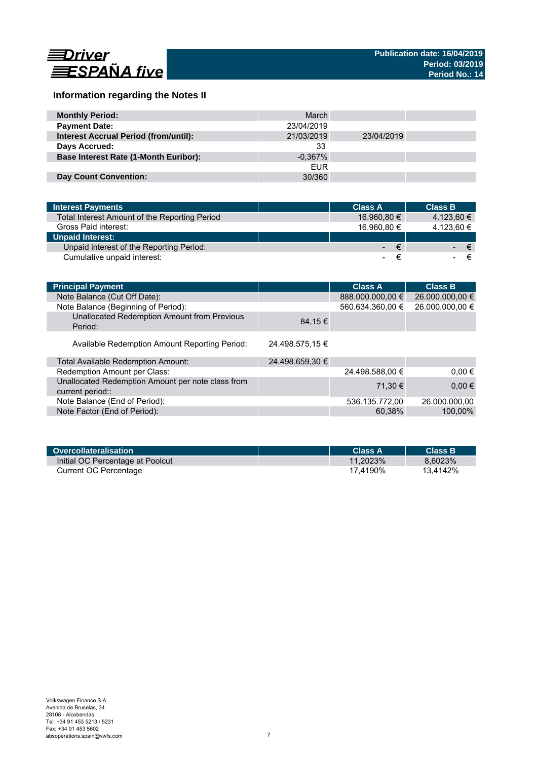# Driver ESPAÑA five

**Publication date: 16/04/2019**
**Period: 03/2019**
**Period No.: 14**

## Information regarding the Notes II

| | | | |
|---|---|---|---|
| **Monthly Period:** | March | | |
| **Payment Date:** | 23/04/2019 | | |
| **Interest Accrual Period (from/until):** | 21/03/2019 | 23/04/2019 | |
| **Days Accrued:** | 33 | | |
| **Base Interest Rate (1-Month Euribor):** | -0,367% | | |
| | EUR | | |
| **Day Count Convention:** | 30/360 | | |

| Interest Payments | | Class A | Class B |
|---|---|---|---|
| Total Interest Amount of the Reporting Period | | 16.960,80 € | 4.123,60 € |
| Gross Paid interest: | | 16.960,80 € | 4.123,60 € |
| **Unpaid Interest:** | | | |
| Unpaid interest of the Reporting Period: | | - € | - € |
| Cumulative unpaid interest: | | - € | - € |

| Principal Payment | | Class A | Class B |
|---|---|---|---|
| Note Balance (Cut Off Date): | | 888.000.000,00 € | 26.000.000,00 € |
| Note Balance (Beginning of Period): | | 560.634.360,00 € | 26.000.000,00 € |
| Unallocated Redemption Amount from Previous Period: | 84,15 € | | |
| Available Redemption Amount Reporting Period: | 24.498.575,15 € | | |
| Total Available Redemption Amount: | 24.498.659,30 € | | |
| Redemption Amount per Class: | | 24.498.588,00 € | 0,00 € |
| Unallocated Redemption Amount per note class from current period:: | | 71,30 € | 0,00 € |
| Note Balance (End of Period): | | 536.135.772,00 | 26.000.000,00 |
| Note Factor (End of Period): | | 60,38% | 100,00% |

| Overcollateralisation | | Class A | Class B |
|---|---|---|---|
| Initial OC Percentage at Poolcut | | 11,2023% | 8,6023% |
| Current OC Percentage | | 17,4190% | 13,4142% |

Volkswagen Finance S.A.
Avenida de Bruselas, 34
28108 - Alcobendas
Tel: +34 91 453 5213 / 5231
Fax: +34 91 453 5602
absoperations.spain@vwfs.com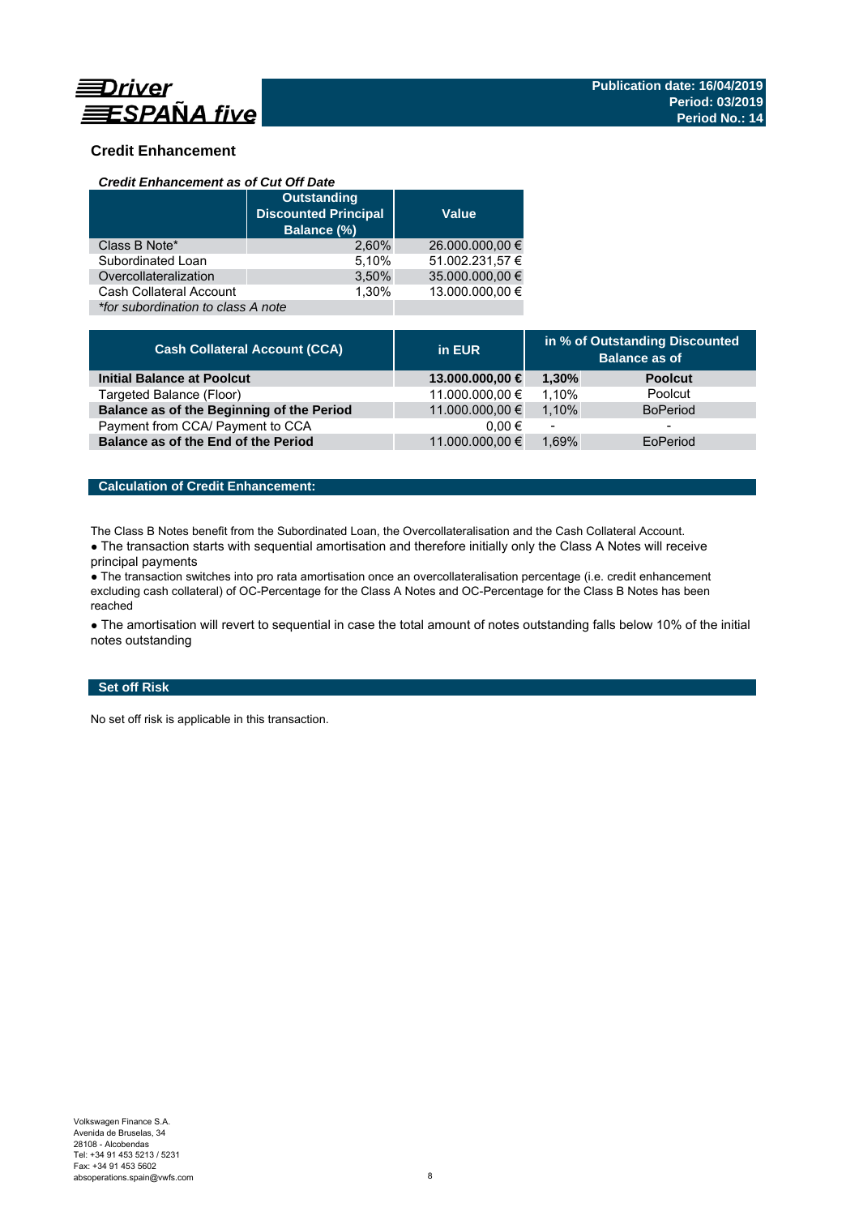## Credit Enhancement

### *Credit Enhancement as of Cut Off Date*

| | Outstanding Discounted Principal Balance (%) | Value |
|---|---|---|
| Class B Note* | 2,60% | 26.000.000,00 € |
| Subordinated Loan | 5,10% | 51.002.231,57 € |
| Overcollateralization | 3,50% | 35.000.000,00 € |
| Cash Collateral Account | 1,30% | 13.000.000,00 € |
| *\*for subordination to class A note* | | |

| Cash Collateral Account (CCA) | in EUR | in % of Outstanding Discounted Balance as of | |
|---|---|---|---|
| **Initial Balance at Poolcut** | **13.000.000,00 €** | **1,30%** | **Poolcut** |
| Targeted Balance (Floor) | 11.000.000,00 € | 1,10% | Poolcut |
| **Balance as of the Beginning of the Period** | 11.000.000,00 € | 1,10% | BoPeriod |
| Payment from CCA/ Payment to CCA | 0,00 € | - | - |
| **Balance as of the End of the Period** | 11.000.000,00 € | 1,69% | EoPeriod |

### Calculation of Credit Enhancement:

The Class B Notes benefit from the Subordinated Loan, the Overcollateralisation and the Cash Collateral Account.

● The transaction starts with sequential amortisation and therefore initially only the Class A Notes will receive principal payments

● The transaction switches into pro rata amortisation once an overcollateralisation percentage (i.e. credit enhancement excluding cash collateral) of OC-Percentage for the Class A Notes and OC-Percentage for the Class B Notes has been reached

● The amortisation will revert to sequential in case the total amount of notes outstanding falls below 10% of the initial notes outstanding

### Set off Risk

No set off risk is applicable in this transaction.

Volkswagen Finance S.A.
Avenida de Bruselas, 34
28108 - Alcobendas
Tel: +34 91 453 5213 / 5231
Fax: +34 91 453 5602
absoperations.spain@vwfs.com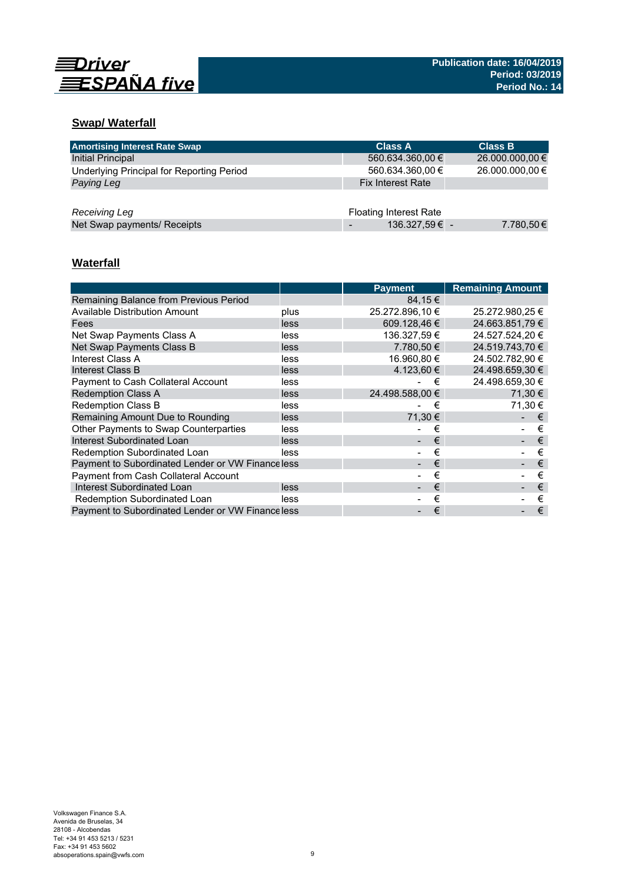Driver ESPAÑA five

Publication date: 16/04/2019
Period: 03/2019
Period No.: 14

## Swap/ Waterfall

| Amortising Interest Rate Swap | Class A | Class B |
|---|---|---|
| Initial Principal | 560.634.360,00 € | 26.000.000,00 € |
| Underlying Principal for Reporting Period | 560.634.360,00 € | 26.000.000,00 € |
| *Paying Leg* | Fix Interest Rate | |
| | | |
| *Receiving Leg* | Floating Interest Rate | |
| Net Swap payments/ Receipts | - 136.327,59 € | - 7.780,50 € |

## Waterfall

| | | Payment | Remaining Amount |
|---|---|---|---|
| Remaining Balance from Previous Period | | 84,15 € | |
| Available Distribution Amount | plus | 25.272.896,10 € | 25.272.980,25 € |
| Fees | less | 609.128,46 € | 24.663.851,79 € |
| Net Swap Payments Class A | less | 136.327,59 € | 24.527.524,20 € |
| Net Swap Payments Class B | less | 7.780,50 € | 24.519.743,70 € |
| Interest Class A | less | 16.960,80 € | 24.502.782,90 € |
| Interest Class B | less | 4.123,60 € | 24.498.659,30 € |
| Payment to Cash Collateral Account | less | - € | 24.498.659,30 € |
| Redemption Class A | less | 24.498.588,00 € | 71,30 € |
| Redemption Class B | less | - € | 71,30 € |
| Remaining Amount Due to Rounding | less | 71,30 € | - € |
| Other Payments to Swap Counterparties | less | - € | - € |
| Interest Subordinated Loan | less | - € | - € |
| Redemption Subordinated Loan | less | - € | - € |
| Payment to Subordinated Lender or VW Finance | less | - € | - € |
| Payment from Cash Collateral Account | | - € | - € |
| Interest Subordinated Loan | less | - € | - € |
| Redemption Subordinated Loan | less | - € | - € |
| Payment to Subordinated Lender or VW Finance | less | - € | - € |

Volkswagen Finance S.A.
Avenida de Bruselas, 34
28108 - Alcobendas
Tel: +34 91 453 5213 / 5231
Fax: +34 91 453 5602
absoperations.spain@vwfs.com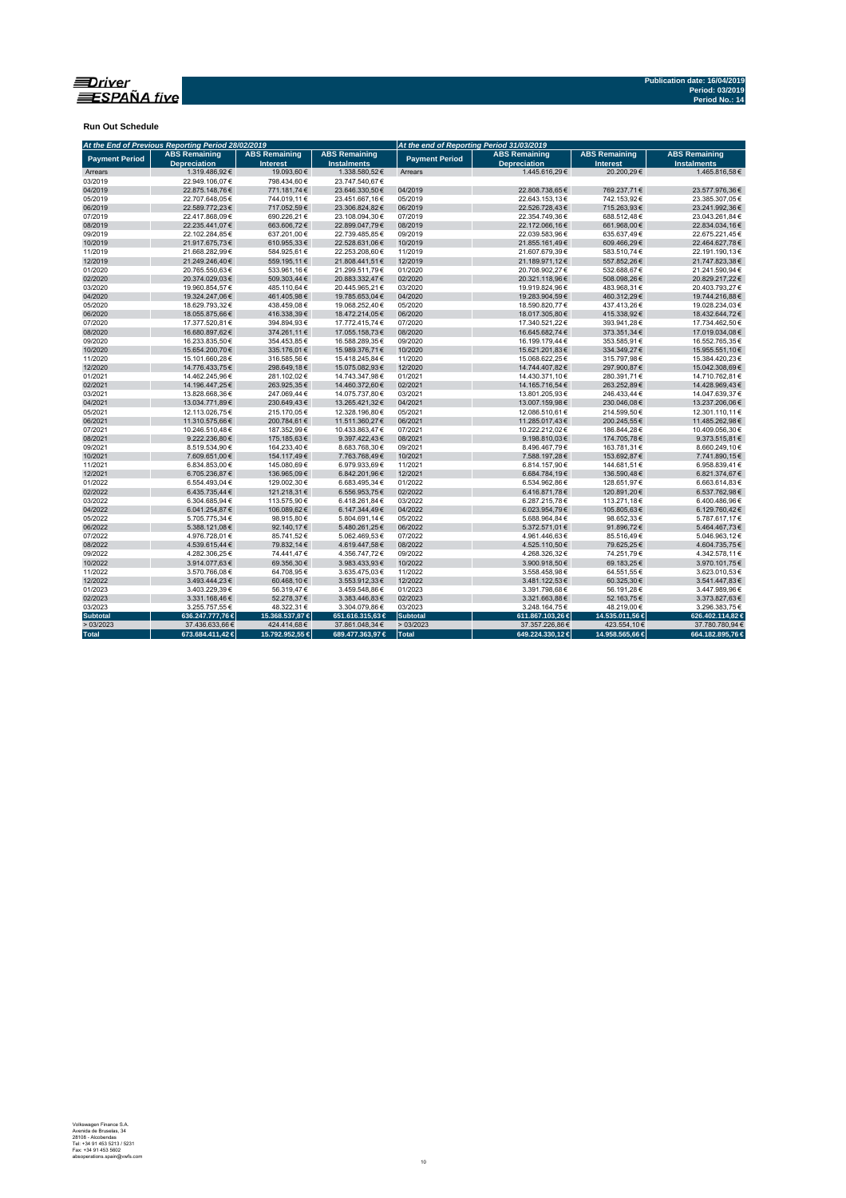Driver ESPAÑA five

**Publication date: 16/04/2019**
**Period: 03/2019**
**Period No.: 14**

## Run Out Schedule

| At the End of Previous Reporting Period 28/02/2019 | | | | At the end of Reporting Period 31/03/2019 | | | |
|---|---|---|---|---|---|---|---|
| Payment Period | ABS Remaining Depreciation | ABS Remaining Interest | ABS Remaining Instalments | Payment Period | ABS Remaining Depreciation | ABS Remaining Interest | ABS Remaining Instalments |
| Arrears | 1.319.486,92 € | 19.093,60 € | 1.338.580,52 € | Arrears | 1.445.616,29 € | 20.200,29 € | 1.465.816,58 € |
| 03/2019 | 22.949.106,07 € | 798.434,60 € | 23.747.540,67 € | | | | |
| 04/2019 | 22.875.148,76 € | 771.181,74 € | 23.646.330,50 € | 04/2019 | 22.808.738,65 € | 769.237,71 € | 23.577.976,36 € |
| 05/2019 | 22.707.648,05 € | 744.019,11 € | 23.451.667,16 € | 05/2019 | 22.643.153,13 € | 742.153,92 € | 23.385.307,05 € |
| 06/2019 | 22.589.772,23 € | 717.052,59 € | 23.306.824,82 € | 06/2019 | 22.526.728,43 € | 715.263,93 € | 23.241.992,36 € |
| 07/2019 | 22.417.868,09 € | 690.226,21 € | 23.108.094,30 € | 07/2019 | 22.354.749,36 € | 688.512,48 € | 23.043.261,84 € |
| 08/2019 | 22.235.441,07 € | 663.606,72 € | 22.899.047,79 € | 08/2019 | 22.172.066,16 € | 661.968,00 € | 22.834.034,16 € |
| 09/2019 | 22.102.284,85 € | 637.201,00 € | 22.739.485,85 € | 09/2019 | 22.039.583,96 € | 635.637,49 € | 22.675.221,45 € |
| 10/2019 | 21.917.675,73 € | 610.955,33 € | 22.528.631,06 € | 10/2019 | 21.855.161,49 € | 609.466,29 € | 22.464.627,78 € |
| 11/2019 | 21.668.282,99 € | 584.925,61 € | 22.253.208,60 € | 11/2019 | 21.607.679,39 € | 583.510,74 € | 22.191.190,13 € |
| 12/2019 | 21.249.246,40 € | 559.195,11 € | 21.808.441,51 € | 12/2019 | 21.189.971,12 € | 557.852,26 € | 21.747.823,38 € |
| 01/2020 | 20.765.550,63 € | 533.961,16 € | 21.299.511,79 € | 01/2020 | 20.708.902,27 € | 532.688,67 € | 21.241.590,94 € |
| 02/2020 | 20.374.029,03 € | 509.303,44 € | 20.883.332,47 € | 02/2020 | 20.321.118,96 € | 508.098,26 € | 20.829.217,22 € |
| 03/2020 | 19.960.854,57 € | 485.110,64 € | 20.445.965,21 € | 03/2020 | 19.919.824,96 € | 483.968,31 € | 20.403.793,27 € |
| 04/2020 | 19.324.247,06 € | 461.405,98 € | 19.785.653,04 € | 04/2020 | 19.283.904,59 € | 460.312,29 € | 19.744.216,88 € |
| 05/2020 | 18.629.793,32 € | 438.459,08 € | 19.068.252,40 € | 05/2020 | 18.590.820,77 € | 437.413,26 € | 19.028.234,03 € |
| 06/2020 | 18.055.875,66 € | 416.338,39 € | 18.472.214,05 € | 06/2020 | 18.017.305,80 € | 415.338,92 € | 18.432.644,72 € |
| 07/2020 | 17.377.520,81 € | 394.894,93 € | 17.772.415,74 € | 07/2020 | 17.340.521,22 € | 393.941,28 € | 17.734.462,50 € |
| 08/2020 | 16.680.897,62 € | 374.261,11 € | 17.055.158,73 € | 08/2020 | 16.645.682,74 € | 373.351,34 € | 17.019.034,08 € |
| 09/2020 | 16.233.835,50 € | 354.453,85 € | 16.588.289,35 € | 09/2020 | 16.199.179,44 € | 353.585,91 € | 16.552.765,35 € |
| 10/2020 | 15.654.200,70 € | 335.176,01 € | 15.989.376,71 € | 10/2020 | 15.621.201,83 € | 334.349,27 € | 15.955.551,10 € |
| 11/2020 | 15.101.660,28 € | 316.585,56 € | 15.418.245,84 € | 11/2020 | 15.068.622,25 € | 315.797,98 € | 15.384.420,23 € |
| 12/2020 | 14.776.433,75 € | 298.649,18 € | 15.075.082,93 € | 12/2020 | 14.744.407,82 € | 297.900,87 € | 15.042.308,69 € |
| 01/2021 | 14.462.245,96 € | 281.102,02 € | 14.743.347,98 € | 01/2021 | 14.430.371,10 € | 280.391,71 € | 14.710.762,81 € |
| 02/2021 | 14.196.447,25 € | 263.925,35 € | 14.460.372,60 € | 02/2021 | 14.165.716,54 € | 263.252,89 € | 14.428.969,43 € |
| 03/2021 | 13.828.668,36 € | 247.069,44 € | 14.075.737,80 € | 03/2021 | 13.801.205,93 € | 246.433,44 € | 14.047.639,37 € |
| 04/2021 | 13.034.771,89 € | 230.649,43 € | 13.265.421,32 € | 04/2021 | 13.007.159,98 € | 230.046,08 € | 13.237.206,06 € |
| 05/2021 | 12.113.026,75 € | 215.170,05 € | 12.328.196,80 € | 05/2021 | 12.086.510,61 € | 214.599,50 € | 12.301.110,11 € |
| 06/2021 | 11.310.575,66 € | 200.784,61 € | 11.511.360,27 € | 06/2021 | 11.285.017,43 € | 200.245,55 € | 11.485.262,98 € |
| 07/2021 | 10.246.510,48 € | 187.352,99 € | 10.433.863,47 € | 07/2021 | 10.222.212,02 € | 186.844,28 € | 10.409.056,30 € |
| 08/2021 | 9.222.236,80 € | 175.185,63 € | 9.397.422,43 € | 08/2021 | 9.198.810,03 € | 174.705,78 € | 9.373.515,81 € |
| 09/2021 | 8.519.534,90 € | 164.233,40 € | 8.683.768,30 € | 09/2021 | 8.496.467,79 € | 163.781,31 € | 8.660.249,10 € |
| 10/2021 | 7.609.651,00 € | 154.117,49 € | 7.763.768,49 € | 10/2021 | 7.588.197,28 € | 153.692,87 € | 7.741.890,15 € |
| 11/2021 | 6.834.853,00 € | 145.080,69 € | 6.979.933,69 € | 11/2021 | 6.814.157,90 € | 144.681,51 € | 6.958.839,41 € |
| 12/2021 | 6.705.236,87 € | 136.965,09 € | 6.842.201,96 € | 12/2021 | 6.684.784,19 € | 136.590,48 € | 6.821.374,67 € |
| 01/2022 | 6.554.493,04 € | 129.002,30 € | 6.683.495,34 € | 01/2022 | 6.534.962,86 € | 128.651,97 € | 6.663.614,83 € |
| 02/2022 | 6.435.735,44 € | 121.218,31 € | 6.556.953,75 € | 02/2022 | 6.416.871,78 € | 120.891,20 € | 6.537.762,98 € |
| 03/2022 | 6.304.685,94 € | 113.575,90 € | 6.418.261,84 € | 03/2022 | 6.287.215,78 € | 113.271,18 € | 6.400.486,96 € |
| 04/2022 | 6.041.254,87 € | 106.089,62 € | 6.147.344,49 € | 04/2022 | 6.023.954,79 € | 105.805,63 € | 6.129.760,42 € |
| 05/2022 | 5.705.775,34 € | 98.915,80 € | 5.804.691,14 € | 05/2022 | 5.688.964,84 € | 98.652,33 € | 5.787.617,17 € |
| 06/2022 | 5.388.121,08 € | 92.140,17 € | 5.480.261,25 € | 06/2022 | 5.372.571,01 € | 91.896,72 € | 5.464.467,73 € |
| 07/2022 | 4.976.728,01 € | 85.741,52 € | 5.062.469,53 € | 07/2022 | 4.961.446,63 € | 85.516,49 € | 5.046.963,12 € |
| 08/2022 | 4.539.615,44 € | 79.832,14 € | 4.619.447,58 € | 08/2022 | 4.525.110,50 € | 79.625,25 € | 4.604.735,75 € |
| 09/2022 | 4.282.306,25 € | 74.441,47 € | 4.356.747,72 € | 09/2022 | 4.268.326,32 € | 74.251,79 € | 4.342.578,11 € |
| 10/2022 | 3.914.077,63 € | 69.356,30 € | 3.983.433,93 € | 10/2022 | 3.900.918,50 € | 69.183,25 € | 3.970.101,75 € |
| 11/2022 | 3.570.766,08 € | 64.708,95 € | 3.635.475,03 € | 11/2022 | 3.558.458,98 € | 64.551,55 € | 3.623.010,53 € |
| 12/2022 | 3.493.444,23 € | 60.468,10 € | 3.553.912,33 € | 12/2022 | 3.481.122,53 € | 60.325,30 € | 3.541.447,83 € |
| 01/2023 | 3.403.229,39 € | 56.319,47 € | 3.459.548,86 € | 01/2023 | 3.391.798,68 € | 56.191,28 € | 3.447.989,96 € |
| 02/2023 | 3.331.168,46 € | 52.278,37 € | 3.383.446,83 € | 02/2023 | 3.321.663,88 € | 52.163,75 € | 3.373.827,63 € |
| 03/2023 | 3.255.757,55 € | 48.322,31 € | 3.304.079,86 € | 03/2023 | 3.248.164,75 € | 48.219,00 € | 3.296.383,75 € |
| **Subtotal** | **636.247.777,76 €** | **15.368.537,87 €** | **651.616.315,63 €** | **Subtotal** | **611.867.103,26 €** | **14.535.011,56 €** | **626.402.114,82 €** |
| > 03/2023 | 37.436.633,66 € | 424.414,68 € | 37.861.048,34 € | > 03/2023 | 37.357.226,86 € | 423.554,10 € | 37.780.780,94 € |
| **Total** | **673.684.411,42 €** | **15.792.952,55 €** | **689.477.363,97 €** | **Total** | **649.224.330,12 €** | **14.958.565,66 €** | **664.182.895,76 €** |

Volkswagen Finance S.A.
Avenida de Bruselas, 34
28108 - Alcobendas
Tel: +34 91 453 5213 / 5231
Fax: +34 91 453 5602
absoperations.spain@vwfs.com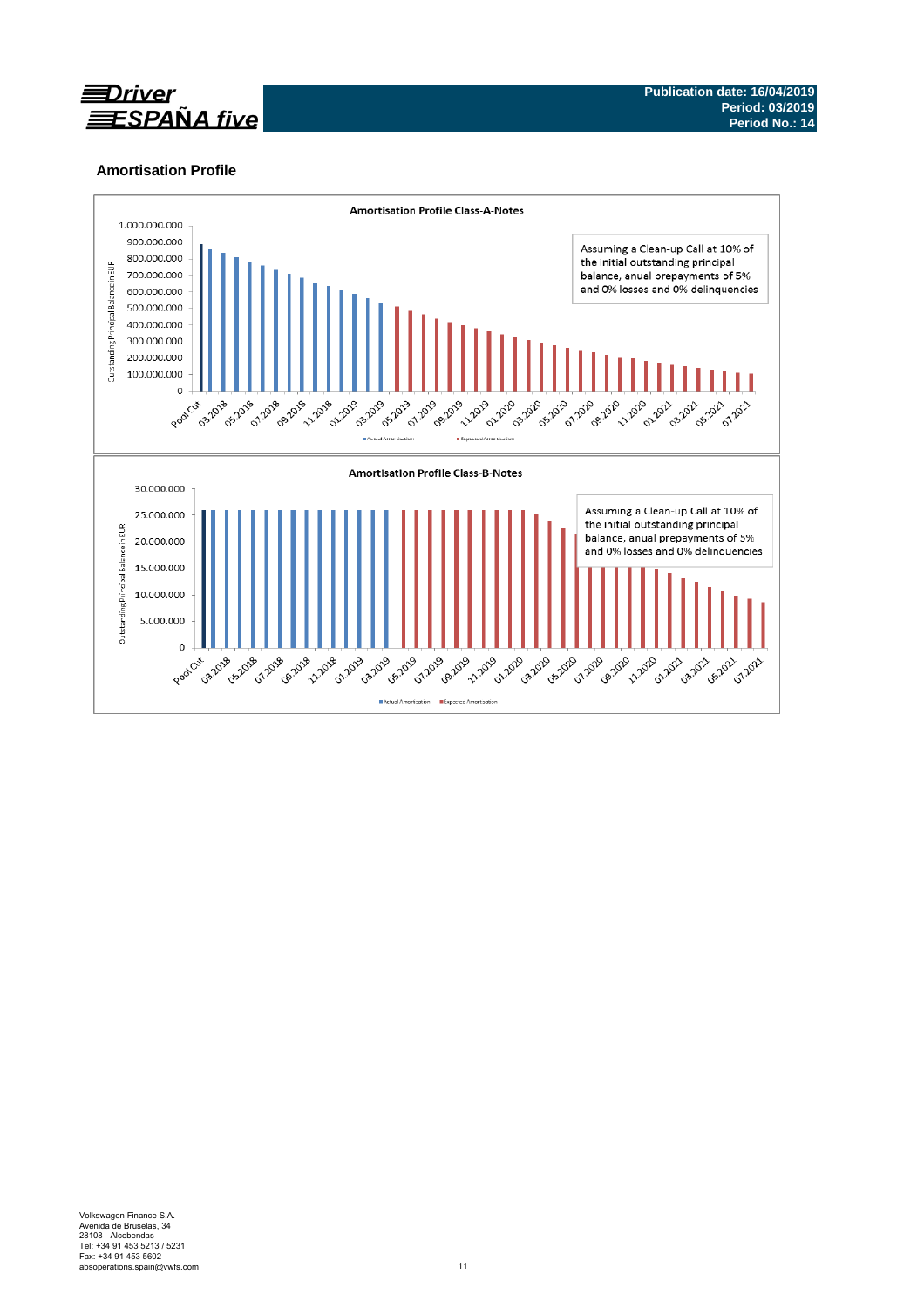## Amortisation Profile

**Amortisation Profile Class-A-Notes**

Assuming a Clean-up Call at 10% of the initial outstanding principal balance, anual prepayments of 5% and 0% losses and 0% delinquencies

Outstanding Principal Balance in EUR

1.000.000.000
900.000.000
800.000.000
700.000.000
600.000.000
500.000.000
400.000.000
300.000.000
200.000.000
100.000.000
0

Pool Cut, 03.2018, 05.2018, 07.2018, 09.2018, 11.2018, 01.2019, 03.2019, 05.2019, 07.2019, 09.2019, 11.2019, 01.2020, 03.2020, 05.2020, 07.2020, 09.2020, 11.2020, 01.2021, 03.2021, 05.2021, 07.2021

Actual Amortisation | Expected Amortisation

**Amortisation Profile Class-B-Notes**

Assuming a Clean-up Call at 10% of the initial outstanding principal balance, anual prepayments of 5% and 0% losses and 0% delinquencies

Outstanding Principal Balance in EUR

30.000.000
25.000.000
20.000.000
15.000.000
10.000.000
5.000.000
0

Pool Cut, 03.2018, 05.2018, 07.2018, 09.2018, 11.2018, 01.2019, 03.2019, 05.2019, 07.2019, 09.2019, 11.2019, 01.2020, 03.2020, 05.2020, 07.2020, 09.2020, 11.2020, 01.2021, 03.2021, 05.2021, 07.2021

Actual Amortisation | Expected Amortisation

Volkswagen Finance S.A.
Avenida de Bruselas, 34
28108 - Alcobendas
Tel: +34 91 453 5213 / 5231
Fax: +34 91 453 5602
absoperations.spain@vwfs.com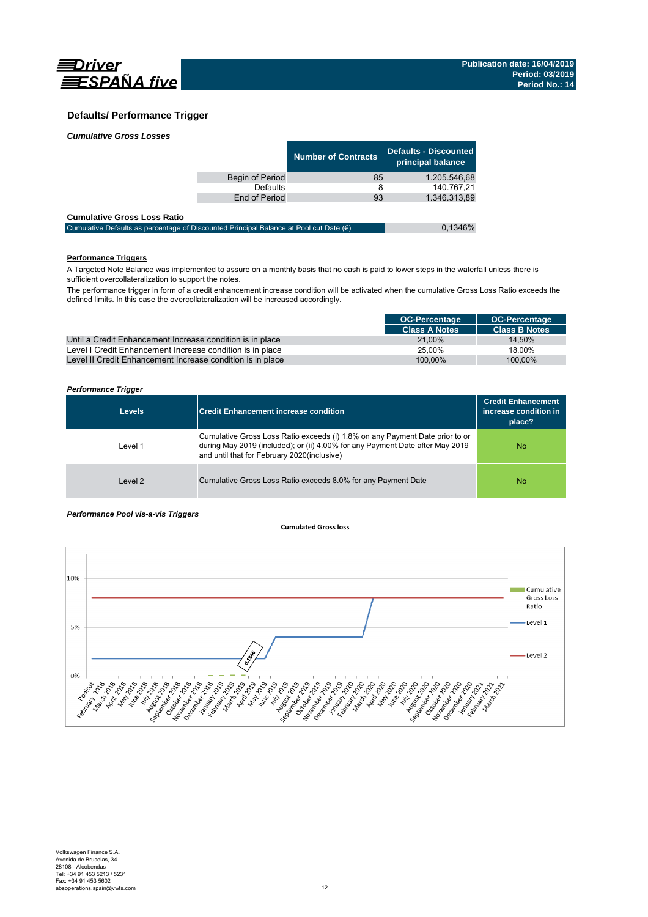Driver ESPAÑA five

Publication date: 16/04/2019
Period: 03/2019
Period No.: 14

## Defaults/ Performance Trigger

*Cumulative Gross Losses*

| | Number of Contracts | Defaults - Discounted principal balance |
|---|---|---|
| Begin of Period | 85 | 1.205.546,68 |
| Defaults | 8 | 140.767,21 |
| End of Period | 93 | 1.346.313,89 |

**Cumulative Gross Loss Ratio**

| | |
|---|---|
| Cumulative Defaults as percentage of Discounted Principal Balance at Pool cut Date (€) | 0,1346% |

**Performance Triggers**

A Targeted Note Balance was implemented to assure on a monthly basis that no cash is paid to lower steps in the waterfall unless there is sufficient overcollateralization to support the notes.

The performance trigger in form of a credit enhancement increase condition will be activated when the cumulative Gross Loss Ratio exceeds the defined limits. In this case the overcollateralization will be increased accordingly.

| | OC-Percentage Class A Notes | OC-Percentage Class B Notes |
|---|---|---|
| Until a Credit Enhancement Increase condition is in place | 21,00% | 14,50% |
| Level I Credit Enhancement Increase condition is in place | 25,00% | 18,00% |
| Level II Credit Enhancement Increase condition is in place | 100,00% | 100,00% |

*Performance Trigger*

| Levels | Credit Enhancement increase condition | Credit Enhancement increase condition in place? |
|---|---|---|
| Level 1 | Cumulative Gross Loss Ratio exceeds (i) 1.8% on any Payment Date prior to or during May 2019 (included); or (ii) 4.00% for any Payment Date after May 2019 and until that for February 2020(inclusive) | No |
| Level 2 | Cumulative Gross Loss Ratio exceeds 8.0% for any Payment Date | No |

*Performance Pool vis-a-vis Triggers*

**Cumulated Gross loss**

Volkswagen Finance S.A.
Avenida de Bruselas, 34
28108 - Alcobendas
Tel: +34 91 453 5213 / 5231
Fax: +34 91 453 5602
absoperations.spain@vwfs.com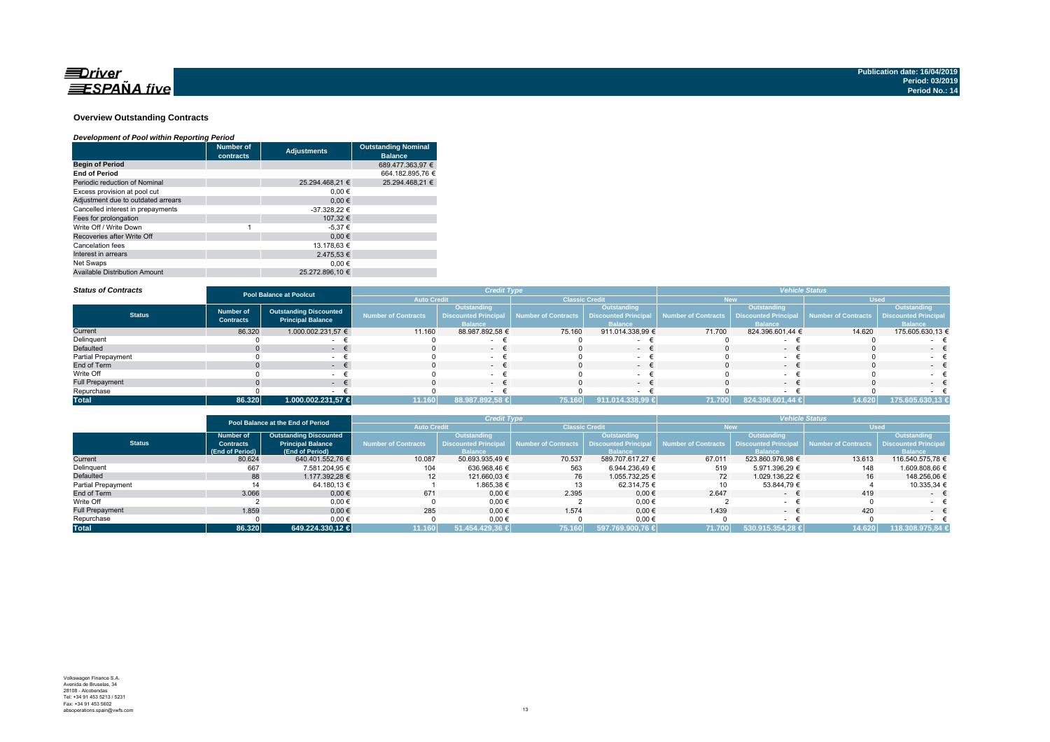Driver ESPAÑA five

Publication date: 16/04/2019
Period: 03/2019
Period No.: 14

## Overview Outstanding Contracts

*Development of Pool within Reporting Period*

| | Number of contracts | Adjustments | Outstanding Nominal Balance |
|---|---|---|---|
| **Begin of Period** | | | 689.477.363,97 € |
| **End of Period** | | | 664.182.895,76 € |
| Periodic reduction of Nominal | | 25.294.468,21 € | 25.294.468,21 € |
| Excess provision at pool cut | | 0,00 € | |
| Adjustment due to outdated arrears | | 0,00 € | |
| Cancelled interest in prepayments | | -37.328,22 € | |
| Fees for prolongation | | 107,32 € | |
| Write Off / Write Down | 1 | -5,37 € | |
| Recoveries after Write Off | | 0,00 € | |
| Cancelation fees | | 13.178,63 € | |
| Interest in arrears | | 2.475,53 € | |
| Net Swaps | | 0,00 € | |
| Available Distribution Amount | | 25.272.896,10 € | |

*Status of Contracts*

| Status | Pool Balance at Poolcut | | Credit Type | | | | Vehicle Status | | | |
|---|---|---|---|---|---|---|---|---|---|---|
| | | | Auto Credit | | Classic Credit | | New | | Used | |
| | Number of Contracts | Outstanding Discounted Principal Balance | Number of Contracts | Outstanding Discounted Principal Balance | Number of Contracts | Outstanding Discounted Principal Balance | Number of Contracts | Outstanding Discounted Principal Balance | Number of Contracts | Outstanding Discounted Principal Balance |
| Current | 86.320 | 1.000.002.231,57 € | 11.160 | 88.987.892,58 € | 75.160 | 911.014.338,99 € | 71.700 | 824.396.601,44 € | 14.620 | 175.605.630,13 € |
| Delinquent | 0 | - € | 0 | - € | 0 | - € | 0 | - € | 0 | - € |
| Defaulted | 0 | - € | 0 | - € | 0 | - € | 0 | - € | 0 | - € |
| Partial Prepayment | 0 | - € | 0 | - € | 0 | - € | 0 | - € | 0 | - € |
| End of Term | 0 | - € | 0 | - € | 0 | - € | 0 | - € | 0 | - € |
| Write Off | 0 | - € | 0 | - € | 0 | - € | 0 | - € | 0 | - € |
| Full Prepayment | 0 | - € | 0 | - € | 0 | - € | 0 | - € | 0 | - € |
| Repurchase | 0 | - € | 0 | - € | 0 | - € | 0 | - € | 0 | - € |
| **Total** | **86.320** | **1.000.002.231,57 €** | **11.160** | **88.987.892,58 €** | **75.160** | **911.014.338,99 €** | **71.700** | **824.396.601,44 €** | **14.620** | **175.605.630,13 €** |

| Status | Pool Balance at the End of Period | | Credit Type | | | | Vehicle Status | | | |
|---|---|---|---|---|---|---|---|---|---|---|
| | | | Auto Credit | | Classic Credit | | New | | Used | |
| | Number of Contracts (End of Period) | Outstanding Discounted Principal Balance (End of Period) | Number of Contracts | Outstanding Discounted Principal Balance | Number of Contracts | Outstanding Discounted Principal Balance | Number of Contracts | Outstanding Discounted Principal Balance | Number of Contracts | Outstanding Discounted Principal Balance |
| Current | 80.624 | 640.401.552,76 € | 10.087 | 50.693.935,49 € | 70.537 | 589.707.617,27 € | 67.011 | 523.860.976,98 € | 13.613 | 116.540.575,78 € |
| Delinquent | 667 | 7.581.204,95 € | 104 | 636.968,46 € | 563 | 6.944.236,49 € | 519 | 5.971.396,29 € | 148 | 1.609.808,66 € |
| Defaulted | 88 | 1.177.392,28 € | 12 | 121.660,03 € | 76 | 1.055.732,25 € | 72 | 1.029.136,22 € | 16 | 148.256,06 € |
| Partial Prepayment | 14 | 64.180,13 € | 1 | 1.865,38 € | 13 | 62.314,75 € | 10 | 53.844,79 € | 4 | 10.335,34 € |
| End of Term | 3.066 | 0,00 € | 671 | 0,00 € | 2.395 | 0,00 € | 2.647 | - € | 419 | - € |
| Write Off | 2 | 0,00 € | 0 | 0,00 € | 2 | 0,00 € | 2 | - € | 0 | - € |
| Full Prepayment | 1.859 | 0,00 € | 285 | 0,00 € | 1.574 | 0,00 € | 1.439 | - € | 420 | - € |
| Repurchase | 0 | 0,00 € | 0 | 0,00 € | 0 | 0,00 € | 0 | - € | 0 | - € |
| **Total** | **86.320** | **649.224.330,12 €** | **11.160** | **51.454.429,36 €** | **75.160** | **597.769.900,76 €** | **71.700** | **530.915.354,28 €** | **14.620** | **118.308.975,84 €** |

Volkswagen Finance S.A.
Avenida de Bruselas, 34
28108 - Alcobendas
Tel: +34 91 453 5213 / 5231
Fax: +34 91 453 5602
absoperations.spain@vwfs.com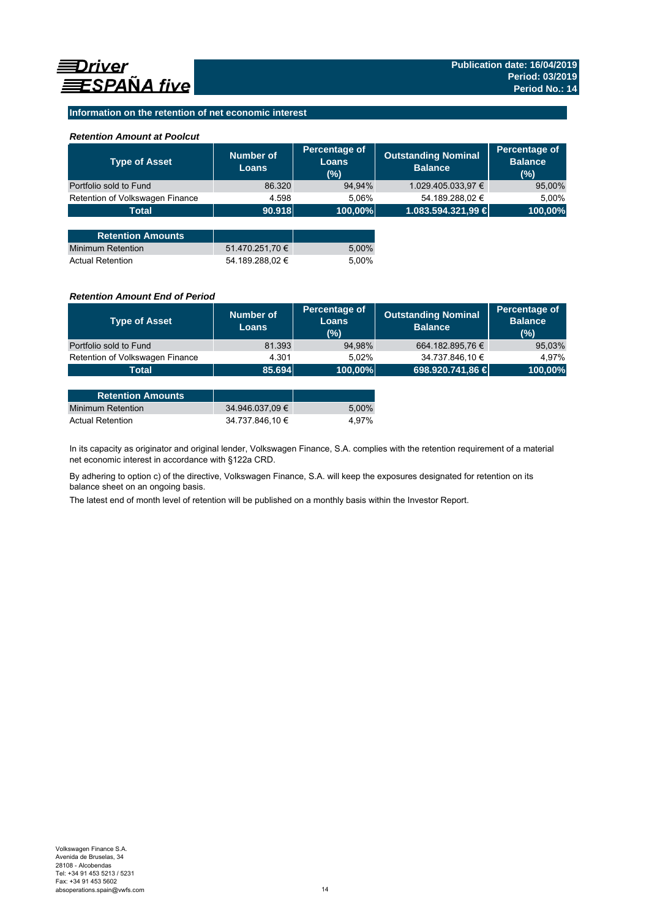# Driver ESPAÑA five

**Publication date: 16/04/2019**
**Period: 03/2019**
**Period No.: 14**

## Information on the retention of net economic interest

### *Retention Amount at Poolcut*

| Type of Asset | Number of Loans | Percentage of Loans (%) | Outstanding Nominal Balance | Percentage of Balance (%) |
|---|---|---|---|---|
| Portfolio sold to Fund | 86.320 | 94,94% | 1.029.405.033,97 € | 95,00% |
| Retention of Volkswagen Finance | 4.598 | 5,06% | 54.189.288,02 € | 5,00% |
| **Total** | **90.918** | **100,00%** | **1.083.594.321,99 €** | **100,00%** |

| Retention Amounts | | |
|---|---|---|
| Minimum Retention | 51.470.251,70 € | 5,00% |
| Actual Retention | 54.189.288,02 € | 5,00% |

### *Retention Amount End of Period*

| Type of Asset | Number of Loans | Percentage of Loans (%) | Outstanding Nominal Balance | Percentage of Balance (%) |
|---|---|---|---|---|
| Portfolio sold to Fund | 81.393 | 94,98% | 664.182.895,76 € | 95,03% |
| Retention of Volkswagen Finance | 4.301 | 5,02% | 34.737.846,10 € | 4,97% |
| **Total** | **85.694** | **100,00%** | **698.920.741,86 €** | **100,00%** |

| Retention Amounts | | |
|---|---|---|
| Minimum Retention | 34.946.037,09 € | 5,00% |
| Actual Retention | 34.737.846,10 € | 4,97% |

In its capacity as originator and original lender, Volkswagen Finance, S.A. complies with the retention requirement of a material net economic interest in accordance with §122a CRD.

By adhering to option c) of the directive, Volkswagen Finance, S.A. will keep the exposures designated for retention on its balance sheet on an ongoing basis.

The latest end of month level of retention will be published on a monthly basis within the Investor Report.

Volkswagen Finance S.A.
Avenida de Bruselas, 34
28108 - Alcobendas
Tel: +34 91 453 5213 / 5231
Fax: +34 91 453 5602
absoperations.spain@vwfs.com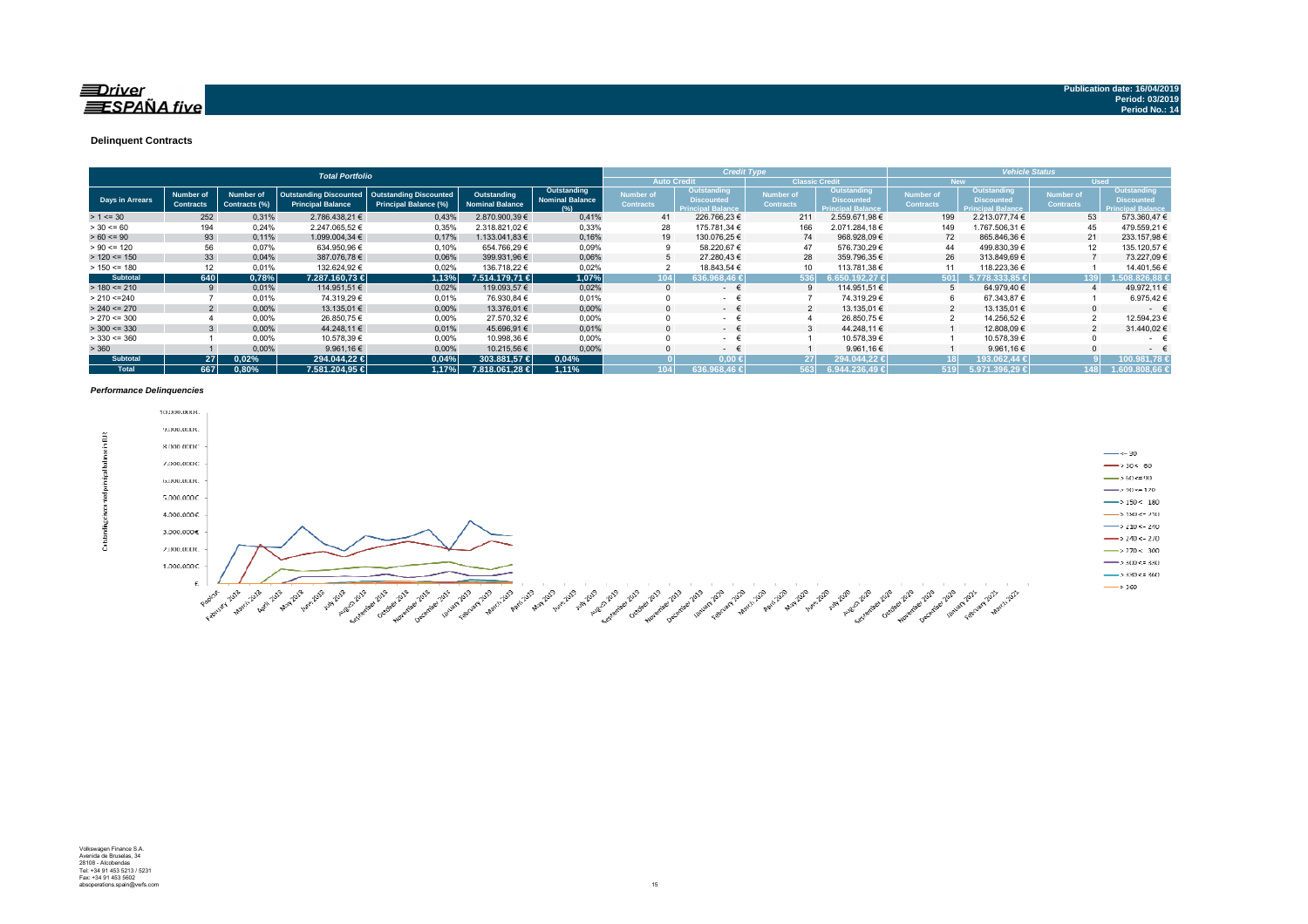Publication date: 16/04/2019
Period: 03/2019
Period No.: 14

## Delinquent Contracts

| Total Portfolio | | | | | | | Credit Type | | | | Vehicle Status | | | |
|---|---|---|---|---|---|---|---|---|---|---|---|---|---|---|
| | | | | | | | Auto Credit | | Classic Credit | | New | | Used | |
| Days in Arrears | Number of Contracts | Number of Contracts (%) | Outstanding Discounted Principal Balance | Outstanding Discounted Principal Balance (%) | Outstanding Nominal Balance | Outstanding Nominal Balance (%) | Number of Contracts | Outstanding Discounted Principal Balance | Number of Contracts | Outstanding Discounted Principal Balance | Number of Contracts | Outstanding Discounted Principal Balance | Number of Contracts | Outstanding Discounted Principal Balance |
| > 1 <= 30 | 252 | 0,31% | 2.786.438,21 € | 0,43% | 2.870.900,39 € | 0,41% | 41 | 226.766,23 € | 211 | 2.559.671,98 € | 199 | 2.213.077,74 € | 53 | 573.360,47 € |
| > 30 <= 60 | 194 | 0,24% | 2.247.065,52 € | 0,35% | 2.318.821,02 € | 0,33% | 28 | 175.781,34 € | 166 | 2.071.284,18 € | 149 | 1.767.506,31 € | 45 | 479.559,21 € |
| > 60 <= 90 | 93 | 0,11% | 1.099.004,34 € | 0,17% | 1.133.041,83 € | 0,16% | 19 | 130.076,25 € | 74 | 968.928,09 € | 72 | 865.846,36 € | 21 | 233.157,98 € |
| > 90 <= 120 | 56 | 0,07% | 634.950,96 € | 0,10% | 654.766,29 € | 0,09% | 9 | 58.220,67 € | 47 | 576.730,29 € | 44 | 499.830,39 € | 12 | 135.120,57 € |
| > 120 <= 150 | 33 | 0,04% | 387.076,78 € | 0,06% | 399.931,96 € | 0,06% | 5 | 27.280,43 € | 28 | 359.796,35 € | 26 | 313.849,69 € | 7 | 73.227,09 € |
| > 150 <= 180 | 12 | 0,01% | 132.624,92 € | 0,02% | 136.718,22 € | 0,02% | 2 | 18.843,54 € | 10 | 113.781,38 € | 11 | 118.223,36 € | 1 | 14.401,56 € |
| **Subtotal** | **640** | **0,78%** | **7.287.160,73 €** | **1,13%** | **7.514.179,71 €** | **1,07%** | **104** | **636.968,46 €** | **536** | **6.650.192,27 €** | **501** | **5.778.333,85 €** | **139** | **1.508.826,88 €** |
| > 180 <= 210 | 9 | 0,01% | 114.951,51 € | 0,02% | 119.093,57 € | 0,02% | 0 | - € | 9 | 114.951,51 € | 5 | 64.979,40 € | 4 | 49.972,11 € |
| > 210 <=240 | 7 | 0,01% | 74.319,29 € | 0,01% | 76.930,84 € | 0,01% | 0 | - € | 7 | 74.319,29 € | 6 | 67.343,87 € | 1 | 6.975,42 € |
| > 240 <= 270 | 2 | 0,00% | 13.135,01 € | 0,00% | 13.376,01 € | 0,00% | 0 | - € | 2 | 13.135,01 € | 2 | 13.135,01 € | 0 | - € |
| > 270 <= 300 | 4 | 0,00% | 26.850,75 € | 0,00% | 27.570,32 € | 0,00% | 0 | - € | 4 | 26.850,75 € | 2 | 14.256,52 € | 2 | 12.594,23 € |
| > 300 <= 330 | 3 | 0,00% | 44.248,11 € | 0,01% | 45.696,91 € | 0,01% | 0 | - € | 3 | 44.248,11 € | 1 | 12.808,09 € | 2 | 31.440,02 € |
| > 330 <= 360 | 1 | 0,00% | 10.578,39 € | 0,00% | 10.998,36 € | 0,00% | 0 | - € | 1 | 10.578,39 € | 1 | 10.578,39 € | 0 | - € |
| > 360 | 1 | 0,00% | 9.961,16 € | 0,00% | 10.215,56 € | 0,00% | 0 | - € | 1 | 9.961,16 € | 1 | 9.961,16 € | 0 | - € |
| **Subtotal** | **27** | **0,02%** | **294.044,22 €** | **0,04%** | **303.881,57 €** | **0,04%** | **0** | **0,00 €** | **27** | **294.044,22 €** | **18** | **193.062,44 €** | **9** | **100.981,78 €** |
| **Total** | **667** | **0,80%** | **7.581.204,95 €** | **1,17%** | **7.818.061,28 €** | **1,11%** | **104** | **636.968,46 €** | **563** | **6.944.236,49 €** | **519** | **5.971.396,29 €** | **148** | **1.609.808,66 €** |

### *Performance Delinquencies*

Volkswagen Finance S.A.
Avenida de Bruselas, 34
28108 - Alcobendas
Tel: +34 91 453 5213 / 5231
Fax: +34 91 453 5602
absoperations.spain@vwfs.com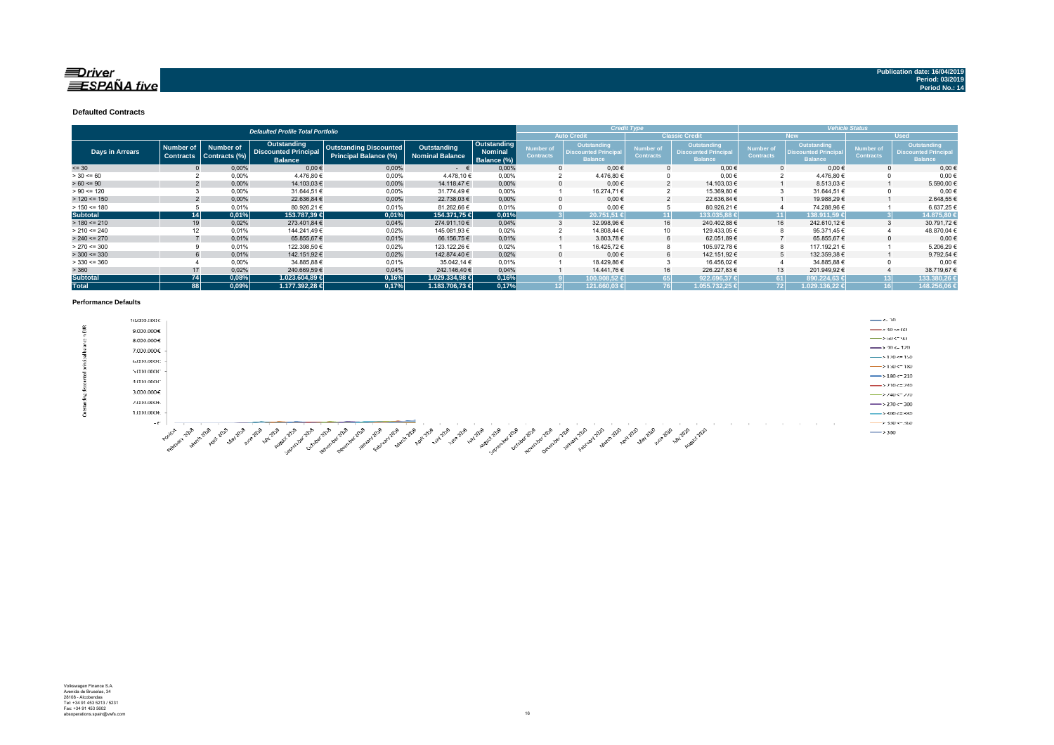Publication date: 16/04/2019
Period: 03/2019
Period No.: 14

### Defaulted Contracts

| Defaulted Profile Total Portfolio | | | | | | | Credit Type | | | | Vehicle Status | | | |
|---|---|---|---|---|---|---|---|---|---|---|---|---|---|---|
| | | | | | | | Auto Credit | | Classic Credit | | New | | Used | |
| Days in Arrears | Number of Contracts | Number of Contracts (%) | Outstanding Discounted Principal Balance | Outstanding Discounted Principal Balance (%) | Outstanding Nominal Balance | Outstanding Nominal Balance (%) | Number of Contracts | Outstanding Discounted Principal Balance | Number of Contracts | Outstanding Discounted Principal Balance | Number of Contracts | Outstanding Discounted Principal Balance | Number of Contracts | Outstanding Discounted Principal Balance |
| <= 30 | 0 | 0,00% | 0,00 € | 0,00% | - € | 0,00% | 0 | 0,00 € | 0 | 0,00 € | 0 | 0,00 € | 0 | 0,00 € |
| > 30 <= 60 | 2 | 0,00% | 4.476,80 € | 0,00% | 4.478,10 € | 0,00% | 2 | 4.476,80 € | 0 | 0,00 € | 2 | 4.476,80 € | 0 | 0,00 € |
| > 60 <= 90 | 2 | 0,00% | 14.103,03 € | 0,00% | 14.118,47 € | 0,00% | 0 | 0,00 € | 2 | 14.103,03 € | 1 | 8.513,03 € | 1 | 5.590,00 € |
| > 90 <= 120 | 3 | 0,00% | 31.644,51 € | 0,00% | 31.774,49 € | 0,00% | 1 | 16.274,71 € | 2 | 15.369,80 € | 3 | 31.644,51 € | 0 | 0,00 € |
| > 120 <= 150 | 2 | 0,00% | 22.636,84 € | 0,00% | 22.738,03 € | 0,00% | 0 | 0,00 € | 2 | 22.636,84 € | 1 | 19.988,29 € | 1 | 2.648,55 € |
| > 150 <= 180 | 5 | 0,01% | 80.926,21 € | 0,01% | 81.262,66 € | 0,01% | 0 | 0,00 € | 5 | 80.926,21 € | 4 | 74.288,96 € | 1 | 6.637,25 € |
| **Subtotal** | **14** | **0,01%** | **153.787,39 €** | **0,01%** | **154.371,75 €** | **0,01%** | **3** | **20.751,51 €** | **11** | **133.035,88 €** | **11** | **138.911,59 €** | **3** | **14.875,80 €** |
| > 180 <= 210 | 19 | 0,02% | 273.401,84 € | 0,04% | 274.911,10 € | 0,04% | 3 | 32.998,96 € | 16 | 240.402,88 € | 16 | 242.610,12 € | 3 | 30.791,72 € |
| > 210 <= 240 | 12 | 0,01% | 144.241,49 € | 0,02% | 145.081,93 € | 0,02% | 2 | 14.808,44 € | 10 | 129.433,05 € | 8 | 95.371,45 € | 4 | 48.870,04 € |
| > 240 <= 270 | 7 | 0,01% | 65.855,67 € | 0,01% | 66.156,75 € | 0,01% | 1 | 3.803,78 € | 6 | 62.051,89 € | 7 | 65.855,67 € | 0 | 0,00 € |
| > 270 <= 300 | 9 | 0,01% | 122.398,50 € | 0,02% | 123.122,26 € | 0,02% | 1 | 16.425,72 € | 8 | 105.972,78 € | 8 | 117.192,21 € | 1 | 5.206,29 € |
| > 300 <= 330 | 6 | 0,01% | 142.151,92 € | 0,02% | 142.874,40 € | 0,02% | 0 | 0,00 € | 6 | 142.151,92 € | 5 | 132.359,38 € | 1 | 9.792,54 € |
| > 330 <= 360 | 4 | 0,00% | 34.885,88 € | 0,01% | 35.042,14 € | 0,01% | 1 | 18.429,86 € | 3 | 16.456,02 € | 4 | 34.885,88 € | 0 | 0,00 € |
| > 360 | 17 | 0,02% | 240.669,59 € | 0,04% | 242.146,40 € | 0,04% | 1 | 14.441,76 € | 16 | 226.227,83 € | 13 | 201.949,92 € | 4 | 38.719,67 € |
| **Subtotal** | **74** | **0,08%** | **1.023.604,89 €** | **0,16%** | **1.029.334,98 €** | **0,16%** | **9** | **100.908,52 €** | **65** | **922.696,37 €** | **61** | **890.224,63 €** | **13** | **133.380,26 €** |
| **Total** | **88** | **0,09%** | **1.177.392,28 €** | **0,17%** | **1.183.706,73 €** | **0,17%** | **12** | **121.660,03 €** | **76** | **1.055.732,25 €** | **72** | **1.029.136,22 €** | **16** | **148.256,06 €** |

### Performance Defaults

Volkswagen Finance S.A.
Avenida de Bruselas, 34
28108 - Alcobendas
Tel: +34 91 453 5213 / 5231
Fax: +34 91 453 5602
absoperations.spain@vwfs.com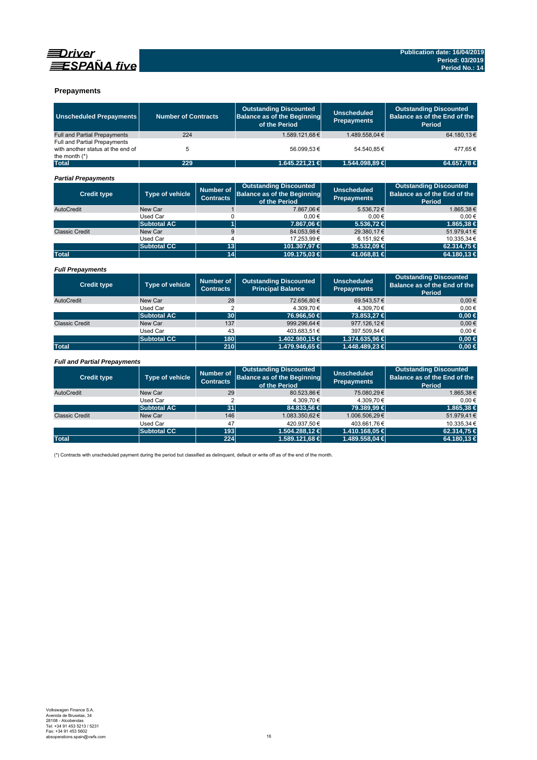## Prepayments

| Unscheduled Prepayments | Number of Contracts | Outstanding Discounted Balance as of the Beginning of the Period | Unscheduled Prepayments | Outstanding Discounted Balance as of the End of the Period |
|---|---|---|---|---|
| Full and Partial Prepayments | 224 | 1.589.121,68 € | 1.489.558,04 € | 64.180,13 € |
| Full and Partial Prepayments with another status at the end of the month (*) | 5 | 56.099,53 € | 54.540,85 € | 477,65 € |
| **Total** | **229** | **1.645.221,21 €** | **1.544.098,89 €** | **64.657,78 €** |

### *Partial Prepayments*

| Credit type | Type of vehicle | Number of Contracts | Outstanding Discounted Balance as of the Beginning of the Period | Unscheduled Prepayments | Outstanding Discounted Balance as of the End of the Period |
|---|---|---|---|---|---|
| AutoCredit | New Car | 1 | 7.867,06 € | 5.536,72 € | 1.865,38 € |
| | Used Car | 0 | 0,00 € | 0,00 € | 0,00 € |
| | **Subtotal AC** | **1** | **7.867,06 €** | **5.536,72 €** | **1.865,38 €** |
| Classic Credit | New Car | 9 | 84.053,98 € | 29.380,17 € | 51.979,41 € |
| | Used Car | 4 | 17.253,99 € | 6.151,92 € | 10.335,34 € |
| | **Subtotal CC** | **13** | **101.307,97 €** | **35.532,09 €** | **62.314,75 €** |
| **Total** | | **14** | **109.175,03 €** | **41.068,81 €** | **64.180,13 €** |

### *Full Prepayments*

| Credit type | Type of vehicle | Number of Contracts | Outstanding Discounted Principal Balance | Unscheduled Prepayments | Outstanding Discounted Balance as of the End of the Period |
|---|---|---|---|---|---|
| AutoCredit | New Car | 28 | 72.656,80 € | 69.543,57 € | 0,00 € |
| | Used Car | 2 | 4.309,70 € | 4.309,70 € | 0,00 € |
| | **Subtotal AC** | **30** | **76.966,50 €** | **73.853,27 €** | **0,00 €** |
| Classic Credit | New Car | 137 | 999.296,64 € | 977.126,12 € | 0,00 € |
| | Used Car | 43 | 403.683,51 € | 397.509,84 € | 0,00 € |
| | **Subtotal CC** | **180** | **1.402.980,15 €** | **1.374.635,96 €** | **0,00 €** |
| **Total** | | **210** | **1.479.946,65 €** | **1.448.489,23 €** | **0,00 €** |

### *Full and Partial Prepayments*

| Credit type | Type of vehicle | Number of Contracts | Outstanding Discounted Balance as of the Beginning of the Period | Unscheduled Prepayments | Outstanding Discounted Balance as of the End of the Period |
|---|---|---|---|---|---|
| AutoCredit | New Car | 29 | 80.523,86 € | 75.080,29 € | 1.865,38 € |
| | Used Car | 2 | 4.309,70 € | 4.309,70 € | 0,00 € |
| | **Subtotal AC** | **31** | **84.833,56 €** | **79.389,99 €** | **1.865,38 €** |
| Classic Credit | New Car | 146 | 1.083.350,62 € | 1.006.506,29 € | 51.979,41 € |
| | Used Car | 47 | 420.937,50 € | 403.661,76 € | 10.335,34 € |
| | **Subtotal CC** | **193** | **1.504.288,12 €** | **1.410.168,05 €** | **62.314,75 €** |
| **Total** | | **224** | **1.589.121,68 €** | **1.489.558,04 €** | **64.180,13 €** |

(*) Contracts with unscheduled payment during the period but classified as delinquent, default or write off as of the end of the month.

Volkswagen Finance S.A.
Avenida de Bruselas, 34
28108 - Alcobendas
Tel: +34 91 453 5213 / 5231
Fax: +34 91 453 5602
absoperations.spain@vwfs.com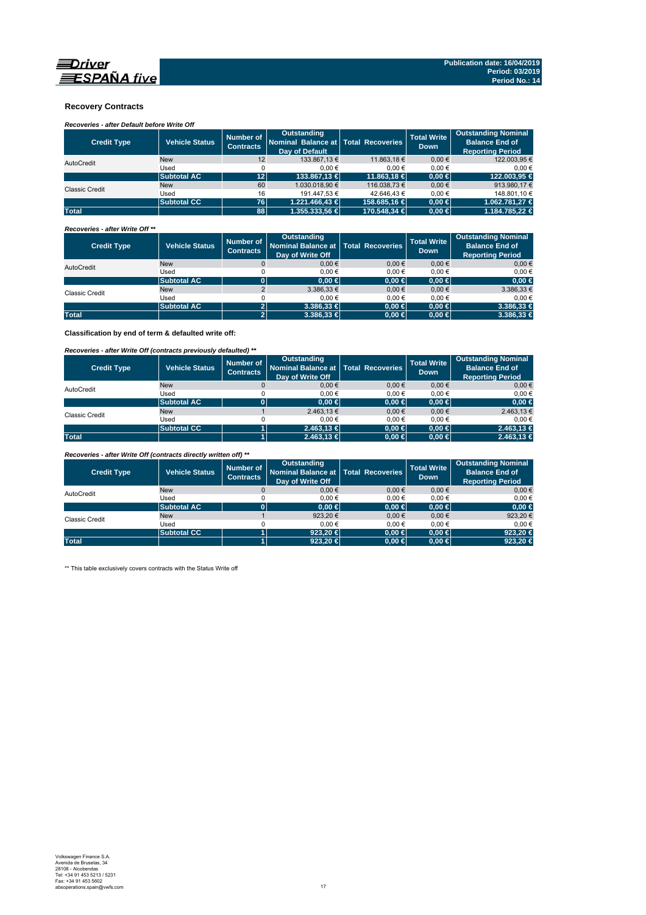Publication date: 16/04/2019
Period: 03/2019
Period No.: 14

## Recovery Contracts

*Recoveries - after Default before Write Off*

| Credit Type | Vehicle Status | Number of Contracts | Outstanding Nominal Balance at Day of Default | Total Recoveries | Total Write Down | Outstanding Nominal Balance End of Reporting Period |
|---|---|---|---|---|---|---|
| AutoCredit | New | 12 | 133.867,13 € | 11.863,18 € | 0,00 € | 122.003,95 € |
| | Used | 0 | 0,00 € | 0,00 € | 0,00 € | 0,00 € |
| | **Subtotal AC** | **12** | **133.867,13 €** | **11.863,18 €** | **0,00 €** | **122.003,95 €** |
| Classic Credit | New | 60 | 1.030.018,90 € | 116.038,73 € | 0,00 € | 913.980,17 € |
| | Used | 16 | 191.447,53 € | 42.646,43 € | 0,00 € | 148.801,10 € |
| | **Subtotal CC** | **76** | **1.221.466,43 €** | **158.685,16 €** | **0,00 €** | **1.062.781,27 €** |
| **Total** | | **88** | **1.355.333,56 €** | **170.548,34 €** | **0,00 €** | **1.184.785,22 €** |

*Recoveries - after Write Off \*\**

| Credit Type | Vehicle Status | Number of Contracts | Outstanding Nominal Balance at Day of Write Off | Total Recoveries | Total Write Down | Outstanding Nominal Balance End of Reporting Period |
|---|---|---|---|---|---|---|
| AutoCredit | New | 0 | 0,00 € | 0,00 € | 0,00 € | 0,00 € |
| | Used | 0 | 0,00 € | 0,00 € | 0,00 € | 0,00 € |
| | **Subtotal AC** | **0** | **0,00 €** | **0,00 €** | **0,00 €** | **0,00 €** |
| Classic Credit | New | 2 | 3.386,33 € | 0,00 € | 0,00 € | 3.386,33 € |
| | Used | 0 | 0,00 € | 0,00 € | 0,00 € | 0,00 € |
| | **Subtotal AC** | **2** | **3.386,33 €** | **0,00 €** | **0,00 €** | **3.386,33 €** |
| **Total** | | **2** | **3.386,33 €** | **0,00 €** | **0,00 €** | **3.386,33 €** |

**Classification by end of term & defaulted write off:**

*Recoveries - after Write Off (contracts previously defaulted) \*\**

| Credit Type | Vehicle Status | Number of Contracts | Outstanding Nominal Balance at Day of Write Off | Total Recoveries | Total Write Down | Outstanding Nominal Balance End of Reporting Period |
|---|---|---|---|---|---|---|
| AutoCredit | New | 0 | 0,00 € | 0,00 € | 0,00 € | 0,00 € |
| | Used | 0 | 0,00 € | 0,00 € | 0,00 € | 0,00 € |
| | **Subtotal AC** | **0** | **0,00 €** | **0,00 €** | **0,00 €** | **0,00 €** |
| Classic Credit | New | 1 | 2.463,13 € | 0,00 € | 0,00 € | 2.463,13 € |
| | Used | 0 | 0,00 € | 0,00 € | 0,00 € | 0,00 € |
| | **Subtotal CC** | **1** | **2.463,13 €** | **0,00 €** | **0,00 €** | **2.463,13 €** |
| **Total** | | **1** | **2.463,13 €** | **0,00 €** | **0,00 €** | **2.463,13 €** |

*Recoveries - after Write Off (contracts directly written off) \*\**

| Credit Type | Vehicle Status | Number of Contracts | Outstanding Nominal Balance at Day of Write Off | Total Recoveries | Total Write Down | Outstanding Nominal Balance End of Reporting Period |
|---|---|---|---|---|---|---|
| AutoCredit | New | 0 | 0,00 € | 0,00 € | 0,00 € | 0,00 € |
| | Used | 0 | 0,00 € | 0,00 € | 0,00 € | 0,00 € |
| | **Subtotal AC** | **0** | **0,00 €** | **0,00 €** | **0,00 €** | **0,00 €** |
| Classic Credit | New | 1 | 923,20 € | 0,00 € | 0,00 € | 923,20 € |
| | Used | 0 | 0,00 € | 0,00 € | 0,00 € | 0,00 € |
| | **Subtotal CC** | **1** | **923,20 €** | **0,00 €** | **0,00 €** | **923,20 €** |
| **Total** | | **1** | **923,20 €** | **0,00 €** | **0,00 €** | **923,20 €** |

\*\* This table exclusively covers contracts with the Status Write off

Volkswagen Finance S.A.
Avenida de Bruselas, 34
28108 - Alcobendas
Tel: +34 91 453 5213 / 5231
Fax: +34 91 453 5602
absoperations.spain@vwfs.com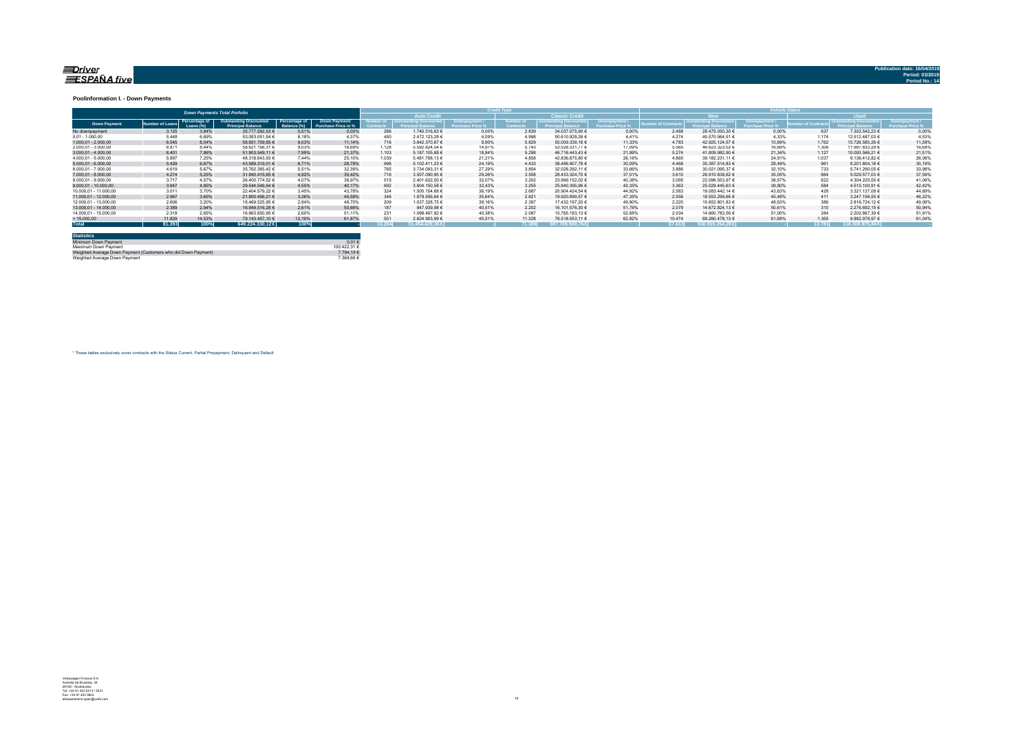Publication date: 16/04/2019
Period: 03/2019
Period No.: 14

### Poolinformation I. - Down Payments

| Down Payments Total Portfolio | | | | | | Credit Type | | | | | | Vehicle Status | | | | | |
|---|---|---|---|---|---|---|---|---|---|---|---|---|---|---|---|---|---|
| | | | | | | Auto Credit | | | Classic Credit | | | New | | | Used | | |
| Down Payment | Number of Loans | Percentage of Loans (%) | Outstanding Discounted Principal Balance | Percentage of Balance (%) | Down Payment/ Purchase Price in % | Number of Contracts | Outstanding Discounted Principal Balance | Downpayment / Purchase Price % | Number of Contracts | Outstanding Discounted Principal Balance | Downpayment / Purchase Price % | Number of Contracts | Outstanding Discounted Principal Balance | Downpayment / Purchase Price % | Number of Contracts | Outstanding Discounted Principal Balance | Downpayment / Purchase Price % |
| No downpayment | 3.125 | 3,84% | 35.777.592,53 € | 5,51% | 0,00% | 286 | 1.740.516,63 € | 0,00% | 2.839 | 34.037.075,90 € | 0,00% | 2.488 | 28.475.050,30 € | 0,00% | 637 | 7.302.542,23 € | 0,00% |
| 0,01 - 1.000,00 | 5.448 | 6,69% | 53.083.051,54 € | 8,18% | 4,37% | 450 | 2.472.123,28 € | 4,09% | 4.998 | 50.610.928,26 € | 4,41% | 4.274 | 40.570.564,51 € | 4,33% | 1.174 | 12.512.487,03 € | 4,53% |
| 1.000,01 - 2.000,00 | 6.545 | 8,04% | 58.651.709,85 € | 9,03% | 11,14% | 716 | 3.642.370,67 € | 9,90% | 5.829 | 55.009.339,18 € | 11,33% | 4.783 | 42.925.124,57 € | 10,99% | 1.762 | 15.726.585,28 € | 11,58% |
| 2.000,01 - 3.000,00 | 6.871 | 8,44% | 58.621.156,31 € | 9,03% | 16,89% | 1.128 | 5.592.824,54 € | 14,97% | 5.743 | 53.028.331,77 € | 17,09% | 5.565 | 46.623.323,02 € | 16,89% | 1.306 | 11.997.833,29 € | 16,88% |
| 3.000,01 - 4.000,00 | 6.401 | 7,86% | 51.903.549,11 € | 7,99% | 21,37% | 1.103 | 5.187.105,68 € | 18,84% | 5.298 | 46.716.443,43 € | 21,99% | 5.274 | 41.809.982,90 € | 21,34% | 1.127 | 10.093.566,21 € | 21,51% |
| 4.000,01 - 5.000,00 | 5.897 | 7,25% | 48.318.643,93 € | 7,44% | 25,10% | 1.039 | 5.481.768,13 € | 21,21% | 4.858 | 42.836.875,80 € | 26,16% | 4.860 | 39.182.231,11 € | 24,91% | 1.037 | 9.136.412,82 € | 26,06% |
| 5.000,01 - 6.000,00 | 5.429 | 6,67% | 43.589.319,01 € | 6,71% | 28,78% | 996 | 5.102.411,23 € | 24,19% | 4.433 | 38.486.907,78 € | 30,09% | 4.468 | 35.387.514,83 € | 28,49% | 961 | 8.201.804,18 € | 30,19% |
| 6.000,01 - 7.000,00 | 4.619 | 5,67% | 35.762.385,42 € | 5,51% | 32,39% | 765 | 3.734.093,31 € | 27,29% | 3.854 | 32.028.292,11 € | 33,66% | 3.886 | 30.021.095,37 € | 32,10% | 733 | 5.741.290,05 € | 33,98% |
| 7.000,01 - 8.000,00 | 4.274 | 5,25% | 31.940.415,65 € | 4,92% | 35,42% | 716 | 3.507.090,95 € | 29,26% | 3.558 | 28.433.324,70 € | 37,01% | 3.610 | 26.910.838,62 € | 35,05% | 664 | 5.029.577,03 € | 37,59% |
| 8.000,01 - 9.000,00 | 3.717 | 4,57% | 26.400.774,52 € | 4,07% | 38,97% | 515 | 2.401.622,50 € | 32,07% | 3.202 | 23.999.152,02 € | 40,38% | 3.095 | 22.096.553,97 € | 38,57% | 622 | 4.304.220,55 € | 41,06% |
| 9.000,01 - 10.000,00 | 3.947 | 4,85% | 29.544.546,54 € | 4,55% | 40,17% | 692 | 3.604.150,58 € | 32,43% | 3.255 | 25.940.395,96 € | 42,35% | 3.363 | 25.029.445,63 € | 39,80% | 584 | 4.515.100,91 € | 42,42% |
| 10.000,01 - 11.000,00 | 3.011 | 3,70% | 22.404.579,22 € | 3,45% | 43,78% | 324 | 1.500.154,68 € | 36,19% | 2.687 | 20.904.424,54 € | 44,92% | 2.583 | 19.083.442,14 € | 43,63% | 428 | 3.321.137,08 € | 44,69% |
| 11.000,01 - 12.000,00 | 2.967 | 3,65% | 21.800.456,21 € | 3,36% | 45,58% | 346 | 1.879.556,64 € | 35,64% | 2.621 | 19.920.899,57 € | 47,35% | 2.556 | 18.553.299,66 € | 45,48% | 411 | 3.247.156,55 € | 46,22% |
| 12.000,01 - 13.000,00 | 2.606 | 3,20% | 18.469.525,95 € | 2,84% | 48,70% | 209 | 1.037.328,75 € | 38,16% | 2.397 | 17.432.197,20 € | 49,90% | 2.220 | 15.652.801,83 € | 48,63% | 386 | 2.816.724,12 € | 49,06% |
| 13.000,01 - 14.000,00 | 2.389 | 2,94% | 16.949.516,28 € | 2,61% | 50,66% | 187 | 847.939,98 € | 40,51% | 2.202 | 16.101.576,30 € | 51,76% | 2.079 | 14.672.824,13 € | 50,61% | 310 | 2.276.692,15 € | 50,94% |
| 14.000,01 - 15.000,00 | 2.318 | 2,85% | 16.863.650,95 € | 2,60% | 51,11% | 231 | 1.098.467,82 € | 40,38% | 2.087 | 15.765.183,13 € | 52,68% | 2.034 | 14.660.783,56 € | 51,00% | 284 | 2.202.867,39 € | 51,91% |
| > 15.000,00 | 11.829 | 14,53% | 79.143.457,10 € | 12,19% | 61,87% | 501 | 2.624.903,99 € | 45,51% | 11.328 | 76.518.553,11 € | 62,82% | 10.474 | 69.260.478,13 € | 61,98% | 1.355 | 9.882.978,97 € | 61,04% |
| **Total** | **81.393** | **100%** | **649.224.330,12 €** | **100%** | - | **10.204** | **51.454.429,36 €** | - | **71.189** | **597.769.900,76 €** | - | **67.612** | **530.915.354,28 €** | - | **13.781** | **118.308.975,84 €** | - |

| Statistics | |
|---|---|
| Minimum Down Payment | 0,01 € |
| Maximum Down Payment | 100.422,31 € |
| Weighted Average Down Payment (Customers who did Down Payment) | 7.794,19 € |
| Weighted Average Down Payment | 7.364,66 € |

* These tables exclusively cover contracts with the Status Current, Partial Prepayment, Delinquent and Default

Volkswagen Finance S.A.
Avenida de Bruselas, 34
28108 - Alcobendas
Tel: +34 91 453 5213 / 5231
Fax: +34 91 453 5602
absoperations.spain@vwfs.com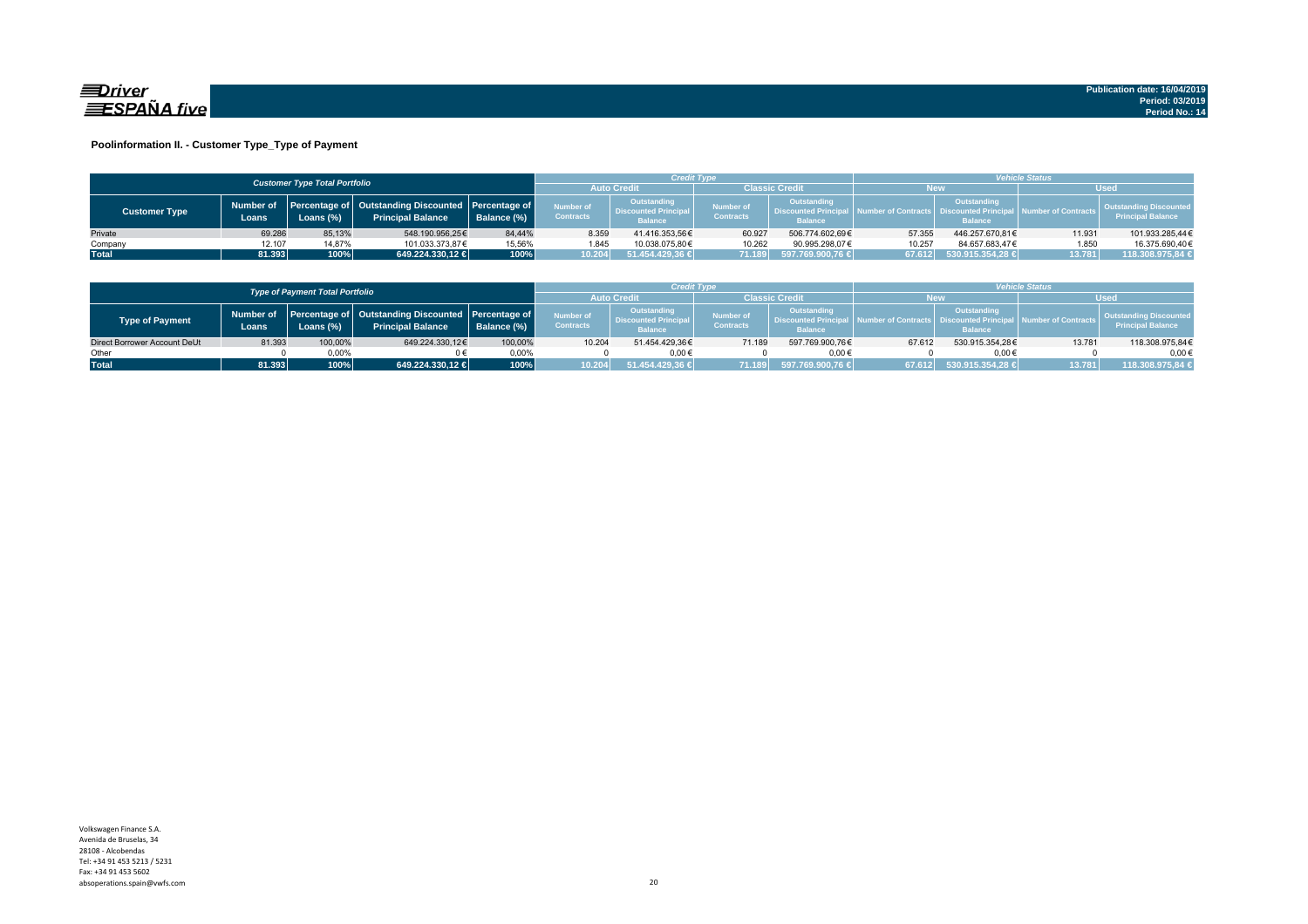Publication date: 16/04/2019
Period: 03/2019
Period No.: 14

## Poolinformation II. - Customer Type_Type of Payment

| Customer Type Total Portfolio | | | | | Credit Type | | | | Vehicle Status | | | |
|---|---|---|---|---|---|---|---|---|---|---|---|---|
| | | | | | Auto Credit | | Classic Credit | | New | | Used | |
| Customer Type | Number of Loans | Percentage of Loans (%) | Outstanding Discounted Principal Balance | Percentage of Balance (%) | Number of Contracts | Outstanding Discounted Principal Balance | Number of Contracts | Outstanding Discounted Principal Balance | Number of Contracts | Outstanding Discounted Principal Balance | Number of Contracts | Outstanding Discounted Principal Balance |
| Private | 69.286 | 85,13% | 548.190.956,25€ | 84,44% | 8.359 | 41.416.353,56€ | 60.927 | 506.774.602,69€ | 57.355 | 446.257.670,81€ | 11.931 | 101.933.285,44€ |
| Company | 12.107 | 14,87% | 101.033.373,87€ | 15,56% | 1.845 | 10.038.075,80€ | 10.262 | 90.995.298,07€ | 10.257 | 84.657.683,47€ | 1.850 | 16.375.690,40€ |
| **Total** | **81.393** | **100%** | **649.224.330,12 €** | **100%** | **10.204** | **51.454.429,36 €** | **71.189** | **597.769.900,76 €** | **67.612** | **530.915.354,28 €** | **13.781** | **118.308.975,84 €** |

| Type of Payment Total Portfolio | | | | | Credit Type | | | | Vehicle Status | | | |
|---|---|---|---|---|---|---|---|---|---|---|---|---|
| | | | | | Auto Credit | | Classic Credit | | New | | Used | |
| Type of Payment | Number of Loans | Percentage of Loans (%) | Outstanding Discounted Principal Balance | Percentage of Balance (%) | Number of Contracts | Outstanding Discounted Principal Balance | Number of Contracts | Outstanding Discounted Principal Balance | Number of Contracts | Outstanding Discounted Principal Balance | Number of Contracts | Outstanding Discounted Principal Balance |
| Direct Borrower Account DeUt | 81.393 | 100,00% | 649.224.330,12€ | 100,00% | 10.204 | 51.454.429,36€ | 71.189 | 597.769.900,76€ | 67.612 | 530.915.354,28€ | 13.781 | 118.308.975,84€ |
| Other | 0 | 0,00% | 0 € | 0,00% | 0 | 0,00€ | 0 | 0,00€ | 0 | 0,00€ | 0 | 0,00€ |
| **Total** | **81.393** | **100%** | **649.224.330,12 €** | **100%** | **10.204** | **51.454.429,36 €** | **71.189** | **597.769.900,76 €** | **67.612** | **530.915.354,28 €** | **13.781** | **118.308.975,84 €** |

Volkswagen Finance S.A.
Avenida de Bruselas, 34
28108 - Alcobendas
Tel: +34 91 453 5213 / 5231
Fax: +34 91 453 5602
absoperations.spain@vwfs.com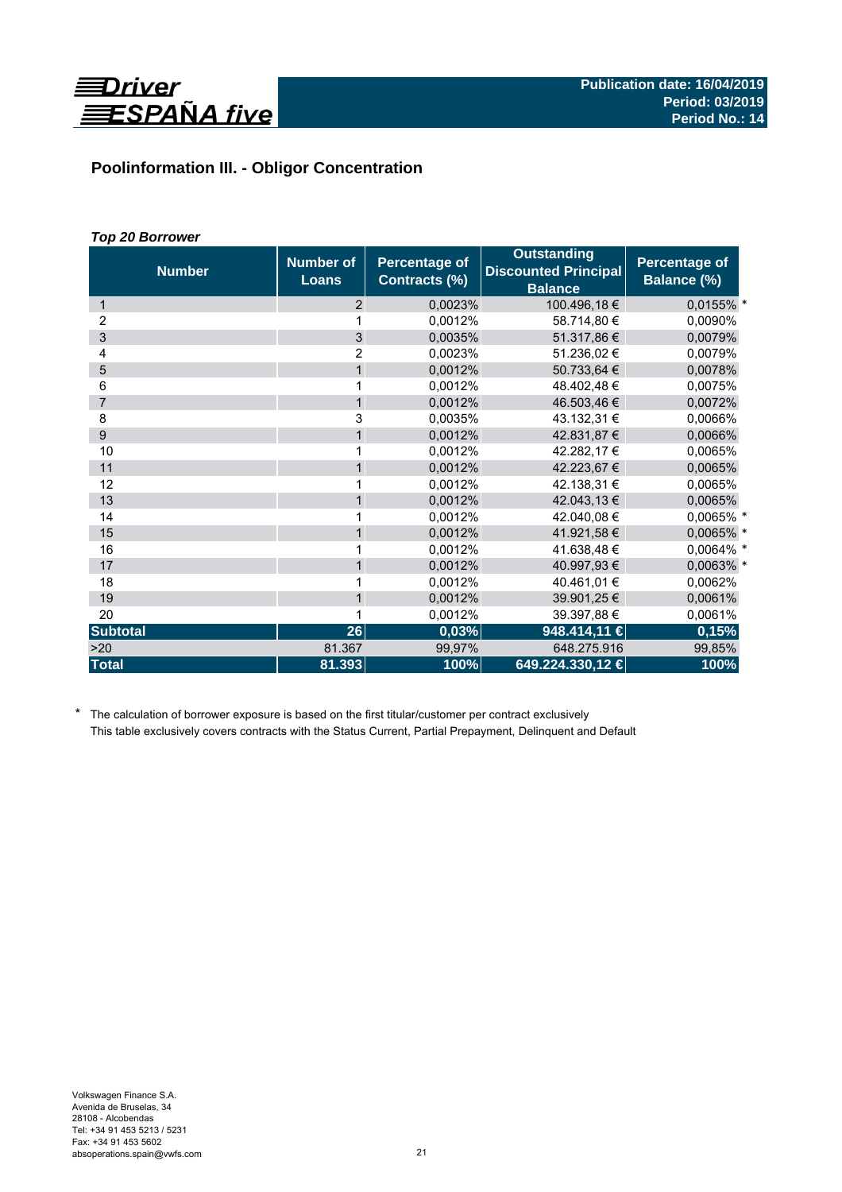## Poolinformation III. - Obligor Concentration

***Top 20 Borrower***

| Number | Number of Loans | Percentage of Contracts (%) | Outstanding Discounted Principal Balance | Percentage of Balance (%) |
|---|---|---|---|---|
| 1 | 2 | 0,0023% | 100.496,18 € | 0,0155% * |
| 2 | 1 | 0,0012% | 58.714,80 € | 0,0090% |
| 3 | 3 | 0,0035% | 51.317,86 € | 0,0079% |
| 4 | 2 | 0,0023% | 51.236,02 € | 0,0079% |
| 5 | 1 | 0,0012% | 50.733,64 € | 0,0078% |
| 6 | 1 | 0,0012% | 48.402,48 € | 0,0075% |
| 7 | 1 | 0,0012% | 46.503,46 € | 0,0072% |
| 8 | 3 | 0,0035% | 43.132,31 € | 0,0066% |
| 9 | 1 | 0,0012% | 42.831,87 € | 0,0066% |
| 10 | 1 | 0,0012% | 42.282,17 € | 0,0065% |
| 11 | 1 | 0,0012% | 42.223,67 € | 0,0065% |
| 12 | 1 | 0,0012% | 42.138,31 € | 0,0065% |
| 13 | 1 | 0,0012% | 42.043,13 € | 0,0065% |
| 14 | 1 | 0,0012% | 42.040,08 € | 0,0065% * |
| 15 | 1 | 0,0012% | 41.921,58 € | 0,0065% * |
| 16 | 1 | 0,0012% | 41.638,48 € | 0,0064% * |
| 17 | 1 | 0,0012% | 40.997,93 € | 0,0063% * |
| 18 | 1 | 0,0012% | 40.461,01 € | 0,0062% |
| 19 | 1 | 0,0012% | 39.901,25 € | 0,0061% |
| 20 | 1 | 0,0012% | 39.397,88 € | 0,0061% |
| **Subtotal** | **26** | **0,03%** | **948.414,11 €** | **0,15%** |
| >20 | 81.367 | 99,97% | 648.275.916 | 99,85% |
| **Total** | **81.393** | **100%** | **649.224.330,12 €** | **100%** |

\* The calculation of borrower exposure is based on the first titular/customer per contract exclusively
This table exclusively covers contracts with the Status Current, Partial Prepayment, Delinquent and Default

Volkswagen Finance S.A.
Avenida de Bruselas, 34
28108 - Alcobendas
Tel: +34 91 453 5213 / 5231
Fax: +34 91 453 5602
absoperations.spain@vwfs.com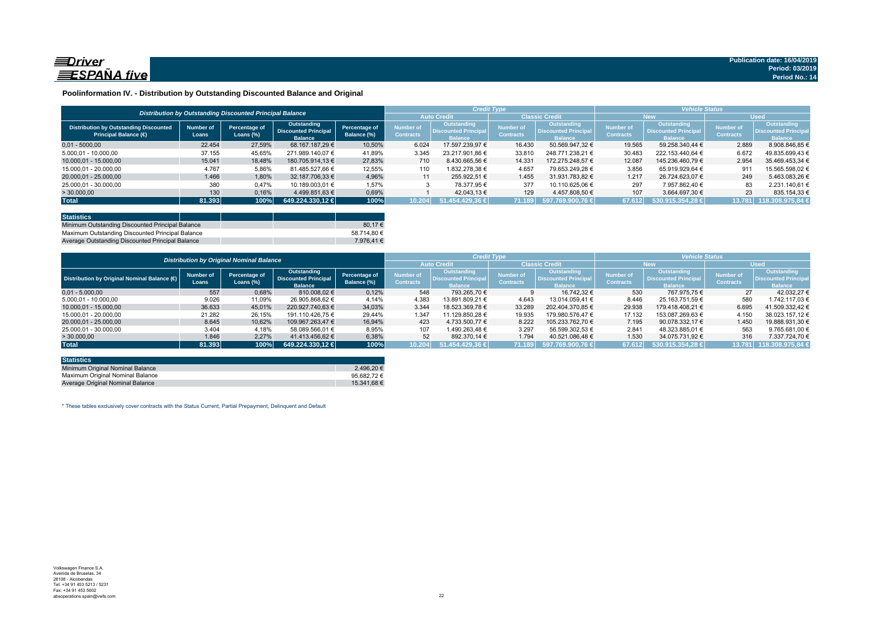Driver ESPAÑA five

Publication date: 16/04/2019
Period: 03/2019
Period No.: 14

## Poolinformation IV. - Distribution by Outstanding Discounted Balance and Original

| Distribution by Outstanding Discounted Principal Balance | | | | | Credit Type | | | | Vehicle Status | | | |
|---|---|---|---|---|---|---|---|---|---|---|---|---|
| | | | | | Auto Credit | | Classic Credit | | New | | Used | |
| Distribution by Outstanding Discounted Principal Balance (€) | Number of Loans | Percentage of Loans (%) | Outstanding Discounted Principal Balance | Percentage of Balance (%) | Number of Contracts | Outstanding Discounted Principal Balance | Number of Contracts | Outstanding Discounted Principal Balance | Number of Contracts | Outstanding Discounted Principal Balance | Number of Contracts | Outstanding Discounted Principal Balance |
| 0,01 - 5.000,00 | 22.454 | 27,59% | 68.167.187,29 € | 10,50% | 6.024 | 17.597.239,97 € | 16.430 | 50.569.947,32 € | 19.565 | 59.258.340,44 € | 2.889 | 8.908.846,85 € |
| 5.000,01 - 10.000,00 | 37.155 | 45,65% | 271.989.140,07 € | 41,89% | 3.345 | 23.217.901,86 € | 33.810 | 248.771.238,21 € | 30.483 | 222.153.440,64 € | 6.672 | 49.835.699,43 € |
| 10.000,01 - 15.000,00 | 15.041 | 18,48% | 180.705.914,13 € | 27,83% | 710 | 8.430.665,56 € | 14.331 | 172.275.248,57 € | 12.087 | 145.236.460,79 € | 2.954 | 35.469.453,34 € |
| 15.000,01 - 20.000,00 | 4.767 | 5,86% | 81.485.527,66 € | 12,55% | 110 | 1.832.278,38 € | 4.657 | 79.653.249,28 € | 3.856 | 65.919.929,64 € | 911 | 15.565.598,02 € |
| 20.000,01 - 25.000,00 | 1.466 | 1,80% | 32.187.706,33 € | 4,96% | 11 | 255.922,51 € | 1.455 | 31.931.783,82 € | 1.217 | 26.724.623,07 € | 249 | 5.463.083,26 € |
| 25.000,01 - 30.000,00 | 380 | 0,47% | 10.189.003,01 € | 1,57% | 3 | 78.377,95 € | 377 | 10.110.625,06 € | 297 | 7.957.862,40 € | 83 | 2.231.140,61 € |
| > 30.000,00 | 130 | 0,16% | 4.499.851,63 € | 0,69% | 1 | 42.043,13 € | 129 | 4.457.808,50 € | 107 | 3.664.697,30 € | 23 | 835.154,33 € |
| **Total** | **81.393** | **100%** | **649.224.330,12 €** | **100%** | **10.204** | **51.454.429,36 €** | **71.189** | **597.769.900,76 €** | **67.612** | **530.915.354,28 €** | **13.781** | **118.308.975,84 €** |

| Statistics | |
|---|---|
| Minimum Outstanding Discounted Principal Balance | 80,17 € |
| Maximum Outstanding Discounted Principal Balance | 58.714,80 € |
| Average Outstanding Discounted Principal Balance | 7.976,41 € |

| Distribution by Original Nominal Balance | | | | | Credit Type | | | | Vehicle Status | | | |
|---|---|---|---|---|---|---|---|---|---|---|---|---|
| | | | | | Auto Credit | | Classic Credit | | New | | Used | |
| Distribution by Original Nominal Balance (€) | Number of Loans | Percentage of Loans (%) | Outstanding Discounted Principal Balance | Percentage of Balance (%) | Number of Contracts | Outstanding Discounted Principal Balance | Number of Contracts | Outstanding Discounted Principal Balance | Number of Contracts | Outstanding Discounted Principal Balance | Number of Contracts | Outstanding Discounted Principal Balance |
| 0,01 - 5.000,00 | 557 | 0,68% | 810.008,02 € | 0,12% | 548 | 793.265,70 € | 9 | 16.742,32 € | 530 | 767.975,75 € | 27 | 42.032,27 € |
| 5.000,01 - 10.000,00 | 9.026 | 11,09% | 26.905.868,62 € | 4,14% | 4.383 | 13.891.809,21 € | 4.643 | 13.014.059,41 € | 8.446 | 25.163.751,59 € | 580 | 1.742.117,03 € |
| 10.000,01 - 15.000,00 | 36.633 | 45,01% | 220.927.740,63 € | 34,03% | 3.344 | 18.523.369,78 € | 33.289 | 202.404.370,85 € | 29.938 | 179.418.408,21 € | 6.695 | 41.509.332,42 € |
| 15.000,01 - 20.000,00 | 21.282 | 26,15% | 191.110.426,75 € | 29,44% | 1.347 | 11.129.850,28 € | 19.935 | 179.980.576,47 € | 17.132 | 153.087.269,63 € | 4.150 | 38.023.157,12 € |
| 20.000,01 - 25.000,00 | 8.645 | 10,62% | 109.967.263,47 € | 16,94% | 423 | 4.733.500,77 € | 8.222 | 105.233.762,70 € | 7.195 | 90.078.332,17 € | 1.450 | 19.888.931,30 € |
| 25.000,01 - 30.000,00 | 3.404 | 4,18% | 58.089.566,01 € | 8,95% | 107 | 1.490.263,48 € | 3.297 | 56.599.302,53 € | 2.841 | 48.323.885,01 € | 563 | 9.765.681,00 € |
| > 30.000,00 | 1.846 | 2,27% | 41.413.456,62 € | 6,38% | 52 | 892.370,14 € | 1.794 | 40.521.086,48 € | 1.530 | 34.075.731,92 € | 316 | 7.337.724,70 € |
| **Total** | **81.393** | **100%** | **649.224.330,12 €** | **100%** | **10.204** | **51.454.429,36 €** | **71.189** | **597.769.900,76 €** | **67.612** | **530.915.354,28 €** | **13.781** | **118.308.975,84 €** |

| Statistics | |
|---|---|
| Minimum Original Nominal Balance | 2.496,20 € |
| Maximum Original Nominal Balance | 95.682,72 € |
| Average Original Nominal Balance | 15.341,68 € |

* These tables exclusively cover contracts with the Status Current, Partial Prepayment, Delinquent and Default

Volkswagen Finance S.A.
Avenida de Bruselas, 34
28108 - Alcobendas
Tel: +34 91 453 5213 / 5231
Fax: +34 91 453 5602
absoperations.spain@vwfs.com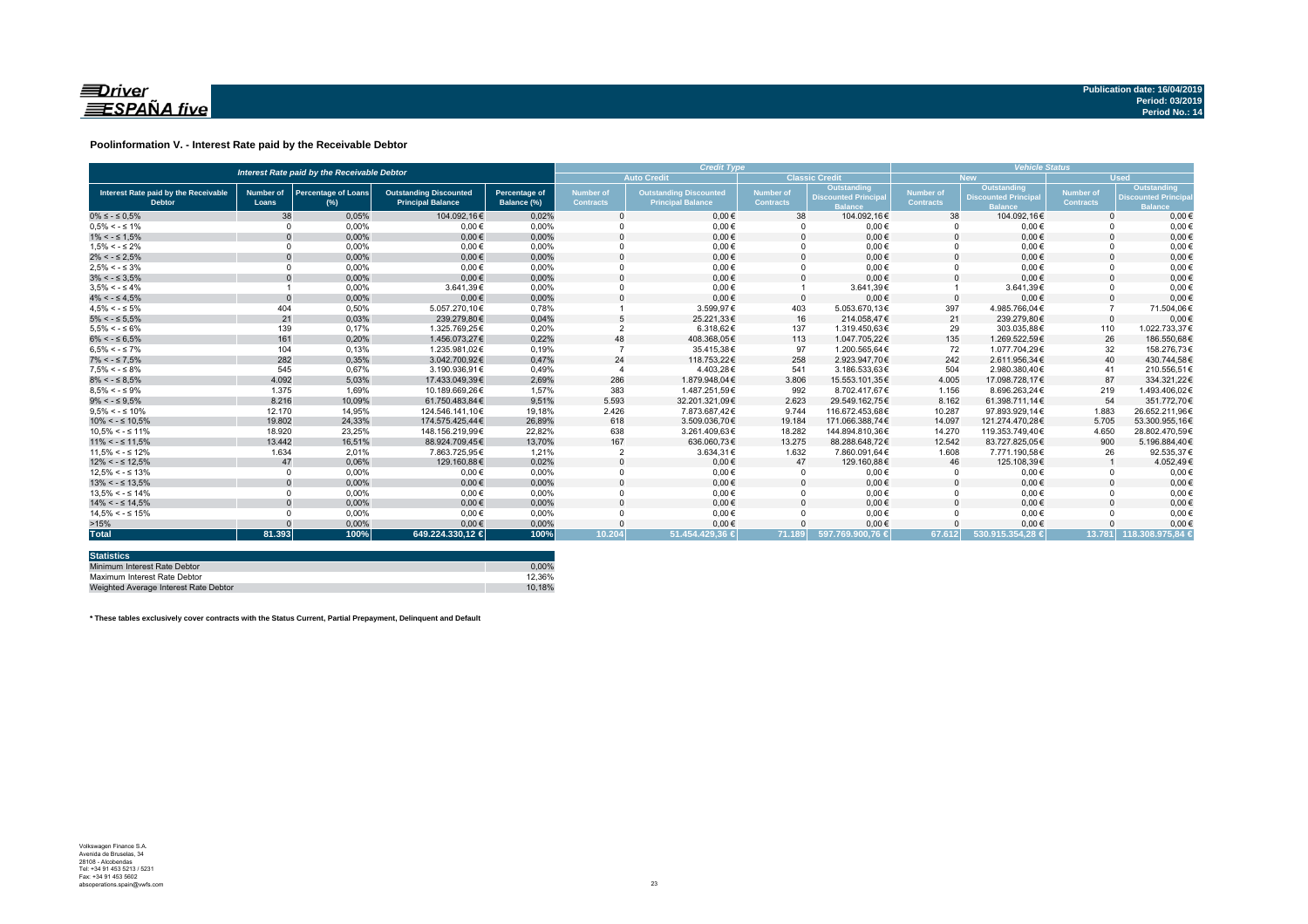Driver ESPAÑA five

Publication date: 16/04/2019
Period: 03/2019
Period No.: 14

## Poolinformation V. - Interest Rate paid by the Receivable Debtor

| Interest Rate paid by the Receivable Debtor | | | | | Credit Type | | | | Vehicle Status | | | |
|---|---|---|---|---|---|---|---|---|---|---|---|---|
| | | | | | Auto Credit | | Classic Credit | | New | | Used | |
| Interest Rate paid by the Receivable Debtor | Number of Loans | Percentage of Loans (%) | Outstanding Discounted Principal Balance | Percentage of Balance (%) | Number of Contracts | Outstanding Discounted Principal Balance | Number of Contracts | Outstanding Discounted Principal Balance | Number of Contracts | Outstanding Discounted Principal Balance | Number of Contracts | Outstanding Discounted Principal Balance |
| 0% ≤ - ≤ 0,5% | 38 | 0,05% | 104.092,16 € | 0,02% | 0 | 0,00 € | 38 | 104.092,16 € | 38 | 104.092,16 € | 0 | 0,00 € |
| 0,5% < - ≤ 1% | 0 | 0,00% | 0,00 € | 0,00% | 0 | 0,00 € | 0 | 0,00 € | 0 | 0,00 € | 0 | 0,00 € |
| 1% < - ≤ 1,5% | 0 | 0,00% | 0,00 € | 0,00% | 0 | 0,00 € | 0 | 0,00 € | 0 | 0,00 € | 0 | 0,00 € |
| 1,5% < - ≤ 2% | 0 | 0,00% | 0,00 € | 0,00% | 0 | 0,00 € | 0 | 0,00 € | 0 | 0,00 € | 0 | 0,00 € |
| 2% < - ≤ 2,5% | 0 | 0,00% | 0,00 € | 0,00% | 0 | 0,00 € | 0 | 0,00 € | 0 | 0,00 € | 0 | 0,00 € |
| 2,5% < - ≤ 3% | 0 | 0,00% | 0,00 € | 0,00% | 0 | 0,00 € | 0 | 0,00 € | 0 | 0,00 € | 0 | 0,00 € |
| 3% < - ≤ 3,5% | 0 | 0,00% | 0,00 € | 0,00% | 0 | 0,00 € | 0 | 0,00 € | 0 | 0,00 € | 0 | 0,00 € |
| 3,5% < - ≤ 4% | 1 | 0,00% | 3.641,39 € | 0,00% | 0 | 0,00 € | 1 | 3.641,39 € | 1 | 3.641,39 € | 0 | 0,00 € |
| 4% < - ≤ 4,5% | 0 | 0,00% | 0,00 € | 0,00% | 0 | 0,00 € | 0 | 0,00 € | 0 | 0,00 € | 0 | 0,00 € |
| 4,5% < - ≤ 5% | 404 | 0,50% | 5.057.270,10 € | 0,78% | 1 | 3.599,97 € | 403 | 5.053.670,13 € | 397 | 4.985.766,04 € | 7 | 71.504,06 € |
| 5% < - ≤ 5,5% | 21 | 0,03% | 239.279,80 € | 0,04% | 5 | 25.221,33 € | 16 | 214.058,47 € | 21 | 239.279,80 € | 0 | 0,00 € |
| 5,5% < - ≤ 6% | 139 | 0,17% | 1.325.769,25 € | 0,20% | 2 | 6.318,62 € | 137 | 1.319.450,63 € | 29 | 303.035,88 € | 110 | 1.022.733,37 € |
| 6% < - ≤ 6,5% | 161 | 0,20% | 1.456.073,27 € | 0,22% | 48 | 408.368,05 € | 113 | 1.047.705,22 € | 135 | 1.269.522,59 € | 26 | 186.550,68 € |
| 6,5% < - ≤ 7% | 104 | 0,13% | 1.235.981,02 € | 0,19% | 7 | 35.415,38 € | 97 | 1.200.565,64 € | 72 | 1.077.704,29 € | 32 | 158.276,73 € |
| 7% < - ≤ 7,5% | 282 | 0,35% | 3.042.700,92 € | 0,47% | 24 | 118.753,22 € | 258 | 2.923.947,70 € | 242 | 2.611.956,34 € | 40 | 430.744,58 € |
| 7,5% < - ≤ 8% | 545 | 0,67% | 3.190.936,91 € | 0,49% | 4 | 4.403,28 € | 541 | 3.186.533,63 € | 504 | 2.980.380,40 € | 41 | 210.556,51 € |
| 8% < - ≤ 8,5% | 4.092 | 5,03% | 17.433.049,39 € | 2,69% | 286 | 1.879.948,04 € | 3.806 | 15.553.101,35 € | 4.005 | 17.098.728,17 € | 87 | 334.321,22 € |
| 8,5% < - ≤ 9% | 1.375 | 1,69% | 10.189.669,26 € | 1,57% | 383 | 1.487.251,59 € | 992 | 8.702.417,67 € | 1.156 | 8.696.263,24 € | 219 | 1.493.406,02 € |
| 9% < - ≤ 9,5% | 8.216 | 10,09% | 61.750.483,84 € | 9,51% | 5.593 | 32.201.321,09 € | 2.623 | 29.549.162,75 € | 8.162 | 61.398.711,14 € | 54 | 351.772,70 € |
| 9,5% < - ≤ 10% | 12.170 | 14,95% | 124.546.141,10 € | 19,18% | 2.426 | 7.873.687,42 € | 9.744 | 116.672.453,68 € | 10.287 | 97.893.929,14 € | 1.883 | 26.652.211,96 € |
| 10% < - ≤ 10,5% | 19.802 | 24,33% | 174.575.425,44 € | 26,89% | 618 | 3.509.036,70 € | 19.184 | 171.066.388,74 € | 14.097 | 121.274.470,28 € | 5.705 | 53.300.955,16 € |
| 10,5% < - ≤ 11% | 18.920 | 23,25% | 148.156.219,99 € | 22,82% | 638 | 3.261.409,63 € | 18.282 | 144.894.810,36 € | 14.270 | 119.353.749,40 € | 4.650 | 28.802.470,59 € |
| 11% < - ≤ 11,5% | 13.442 | 16,51% | 88.924.709,45 € | 13,70% | 167 | 636.060,73 € | 13.275 | 88.288.648,72 € | 12.542 | 83.727.825,05 € | 900 | 5.196.884,40 € |
| 11,5% < - ≤ 12% | 1.634 | 2,01% | 7.863.725,95 € | 1,21% | 2 | 3.634,31 € | 1.632 | 7.860.091,64 € | 1.608 | 7.771.190,58 € | 26 | 92.535,37 € |
| 12% < - ≤ 12,5% | 47 | 0,06% | 129.160,88 € | 0,02% | 0 | 0,00 € | 47 | 129.160,88 € | 46 | 125.108,39 € | 1 | 4.052,49 € |
| 12,5% < - ≤ 13% | 0 | 0,00% | 0,00 € | 0,00% | 0 | 0,00 € | 0 | 0,00 € | 0 | 0,00 € | 0 | 0,00 € |
| 13% < - ≤ 13,5% | 0 | 0,00% | 0,00 € | 0,00% | 0 | 0,00 € | 0 | 0,00 € | 0 | 0,00 € | 0 | 0,00 € |
| 13,5% < - ≤ 14% | 0 | 0,00% | 0,00 € | 0,00% | 0 | 0,00 € | 0 | 0,00 € | 0 | 0,00 € | 0 | 0,00 € |
| 14% < - ≤ 14,5% | 0 | 0,00% | 0,00 € | 0,00% | 0 | 0,00 € | 0 | 0,00 € | 0 | 0,00 € | 0 | 0,00 € |
| 14,5% < - ≤ 15% | 0 | 0,00% | 0,00 € | 0,00% | 0 | 0,00 € | 0 | 0,00 € | 0 | 0,00 € | 0 | 0,00 € |
| >15% | 0 | 0,00% | 0,00 € | 0,00% | 0 | 0,00 € | 0 | 0,00 € | 0 | 0,00 € | 0 | 0,00 € |
| **Total** | **81.393** | **100%** | **649.224.330,12 €** | **100%** | **10.204** | **51.454.429,36 €** | **71.189** | **597.769.900,76 €** | **67.612** | **530.915.354,28 €** | **13.781** | **118.308.975,84 €** |

| Statistics | |
|---|---|
| Minimum Interest Rate Debtor | 0,00% |
| Maximum Interest Rate Debtor | 12,36% |
| Weighted Average Interest Rate Debtor | 10,18% |

**\* These tables exclusively cover contracts with the Status Current, Partial Prepayment, Delinquent and Default**

Volkswagen Finance S.A.
Avenida de Bruselas, 34
28108 - Alcobendas
Tel: +34 91 453 5213 / 5231
Fax: +34 91 453 5602
absoperations.spain@vwfs.com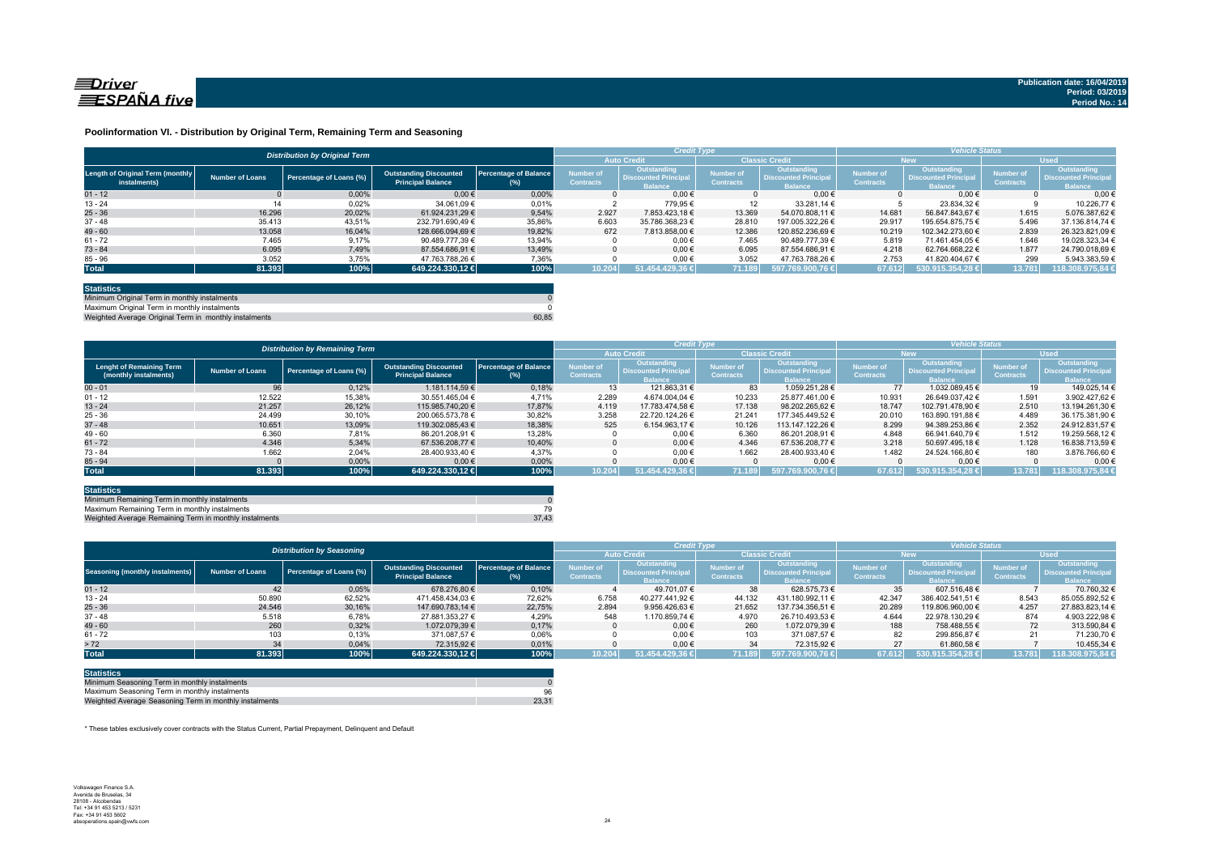Publication date: 16/04/2019
Period: 03/2019
Period No.: 14

## Poolinformation VI. - Distribution by Original Term, Remaining Term and Seasoning

| Distribution by Original Term | | | | | Credit Type | | | | Vehicle Status | | | |
|---|---|---|---|---|---|---|---|---|---|---|---|---|
| | | | | | Auto Credit | | Classic Credit | | New | | Used | |
| Length of Original Term (monthly instalments) | Number of Loans | Percentage of Loans (%) | Outstanding Discounted Principal Balance | Percentage of Balance (%) | Number of Contracts | Outstanding Discounted Principal Balance | Number of Contracts | Outstanding Discounted Principal Balance | Number of Contracts | Outstanding Discounted Principal Balance | Number of Contracts | Outstanding Discounted Principal Balance |
| 01 - 12 | 0 | 0,00% | 0,00 € | 0,00% | 0 | 0,00 € | 0 | 0,00 € | 0 | 0,00 € | 0 | 0,00 € |
| 13 - 24 | 14 | 0,02% | 34.061,09 € | 0,01% | 2 | 779,95 € | 12 | 33.281,14 € | 5 | 23.834,32 € | 9 | 10.226,77 € |
| 25 - 36 | 16.296 | 20,02% | 61.924.231,29 € | 9,54% | 2.927 | 7.853.423,18 € | 13.369 | 54.070.808,11 € | 14.681 | 56.847.843,67 € | 1.615 | 5.076.387,62 € |
| 37 - 48 | 35.413 | 43,51% | 232.791.690,49 € | 35,86% | 6.603 | 35.786.368,23 € | 28.810 | 197.005.322,26 € | 29.917 | 195.654.875,75 € | 5.496 | 37.136.814,74 € |
| 49 - 60 | 13.058 | 16,04% | 128.666.094,69 € | 19,82% | 672 | 7.813.858,00 € | 12.386 | 120.852.236,69 € | 10.219 | 102.342.273,60 € | 2.839 | 26.323.821,09 € |
| 61 - 72 | 7.465 | 9,17% | 90.489.777,39 € | 13,94% | 0 | 0,00 € | 7.465 | 90.489.777,39 € | 5.819 | 71.461.454,05 € | 1.646 | 19.028.323,34 € |
| 73 - 84 | 6.095 | 7,49% | 87.554.686,91 € | 13,49% | 0 | 0,00 € | 6.095 | 87.554.686,91 € | 4.218 | 62.764.668,22 € | 1.877 | 24.790.018,69 € |
| 85 - 96 | 3.052 | 3,75% | 47.763.788,26 € | 7,36% | 0 | 0,00 € | 3.052 | 47.763.788,26 € | 2.753 | 41.820.404,67 € | 299 | 5.943.383,59 € |
| **Total** | **81.393** | **100%** | **649.224.330,12 €** | **100%** | **10.204** | **51.454.429,36 €** | **71.189** | **597.769.900,76 €** | **67.612** | **530.915.354,28 €** | **13.781** | **118.308.975,84 €** |

| Statistics | |
|---|---|
| Minimum Original Term in monthly instalments | 0 |
| Maximum Original Term in monthly instalments | 0 |
| Weighted Average Original Term in monthly instalments | 60,85 |

| Distribution by Remaining Term | | | | | Credit Type | | | | Vehicle Status | | | |
|---|---|---|---|---|---|---|---|---|---|---|---|---|
| | | | | | Auto Credit | | Classic Credit | | New | | Used | |
| Lenght of Remaining Term (monthly instalments) | Number of Loans | Percentage of Loans (%) | Outstanding Discounted Principal Balance | Percentage of Balance (%) | Number of Contracts | Outstanding Discounted Principal Balance | Number of Contracts | Outstanding Discounted Principal Balance | Number of Contracts | Outstanding Discounted Principal Balance | Number of Contracts | Outstanding Discounted Principal Balance |
| 00 - 01 | 96 | 0,12% | 1.181.114,59 € | 0,18% | 13 | 121.863,31 € | 83 | 1.059.251,28 € | 77 | 1.032.089,45 € | 19 | 149.025,14 € |
| 01 - 12 | 12.522 | 15,38% | 30.551.465,04 € | 4,71% | 2.289 | 4.674.004,04 € | 10.233 | 25.877.461,00 € | 10.931 | 26.649.037,42 € | 1.591 | 3.902.427,62 € |
| 13 - 24 | 21.257 | 26,12% | 115.985.740,20 € | 17,87% | 4.119 | 17.783.474,58 € | 17.138 | 98.202.265,62 € | 18.747 | 102.791.478,90 € | 2.510 | 13.194.261,30 € |
| 25 - 36 | 24.499 | 30,10% | 200.065.573,78 € | 30,82% | 3.258 | 22.720.124,26 € | 21.241 | 177.345.449,52 € | 20.010 | 163.890.191,88 € | 4.489 | 36.175.381,90 € |
| 37 - 48 | 10.651 | 13,09% | 119.302.085,43 € | 18,38% | 525 | 6.154.963,17 € | 10.126 | 113.147.122,26 € | 8.299 | 94.389.253,86 € | 2.352 | 24.912.831,57 € |
| 49 - 60 | 6.360 | 7,81% | 86.201.208,91 € | 13,28% | 0 | 0,00 € | 6.360 | 86.201.208,91 € | 4.848 | 66.941.640,79 € | 1.512 | 19.259.568,12 € |
| 61 - 72 | 4.346 | 5,34% | 67.536.208,77 € | 10,40% | 0 | 0,00 € | 4.346 | 67.536.208,77 € | 3.218 | 50.697.495,18 € | 1.128 | 16.838.713,59 € |
| 73 - 84 | 1.662 | 2,04% | 28.400.933,40 € | 4,37% | 0 | 0,00 € | 1.662 | 28.400.933,40 € | 1.482 | 24.524.166,80 € | 180 | 3.876.766,60 € |
| 85 - 94 | 0 | 0,00% | 0,00 € | 0,00% | 0 | 0,00 € | 0 | 0,00 € | 0 | 0,00 € | 0 | 0,00 € |
| **Total** | **81.393** | **100%** | **649.224.330,12 €** | **100%** | **10.204** | **51.454.429,36 €** | **71.189** | **597.769.900,76 €** | **67.612** | **530.915.354,28 €** | **13.781** | **118.308.975,84 €** |

| Statistics | |
|---|---|
| Minimum Remaining Term in monthly instalments | 0 |
| Maximum Remaining Term in monthly instalments | 79 |
| Weighted Average Remaining Term in monthly instalments | 37,43 |

| Distribution by Seasoning | | | | | Credit Type | | | | Vehicle Status | | | |
|---|---|---|---|---|---|---|---|---|---|---|---|---|
| | | | | | Auto Credit | | Classic Credit | | New | | Used | |
| Seasoning (monthly instalments) | Number of Loans | Percentage of Loans (%) | Outstanding Discounted Principal Balance | Percentage of Balance (%) | Number of Contracts | Outstanding Discounted Principal Balance | Number of Contracts | Outstanding Discounted Principal Balance | Number of Contracts | Outstanding Discounted Principal Balance | Number of Contracts | Outstanding Discounted Principal Balance |
| 01 - 12 | 42 | 0,05% | 678.276,80 € | 0,10% | 4 | 49.701,07 € | 38 | 628.575,73 € | 35 | 607.516,48 € | 7 | 70.760,32 € |
| 13 - 24 | 50.890 | 62,52% | 471.458.434,03 € | 72,62% | 6.758 | 40.277.441,92 € | 44.132 | 431.180.992,11 € | 42.347 | 386.402.541,51 € | 8.543 | 85.055.892,52 € |
| 25 - 36 | 24.546 | 30,16% | 147.690.783,14 € | 22,75% | 2.894 | 9.956.426,63 € | 21.652 | 137.734.356,51 € | 20.289 | 119.806.960,00 € | 4.257 | 27.883.823,14 € |
| 37 - 48 | 5.518 | 6,78% | 27.881.353,27 € | 4,29% | 548 | 1.170.859,74 € | 4.970 | 26.710.493,53 € | 4.644 | 22.978.130,29 € | 874 | 4.903.222,98 € |
| 49 - 60 | 260 | 0,32% | 1.072.079,39 € | 0,17% | 0 | 0,00 € | 260 | 1.072.079,39 € | 188 | 758.488,55 € | 72 | 313.590,84 € |
| 61 - 72 | 103 | 0,13% | 371.087,57 € | 0,06% | 0 | 0,00 € | 103 | 371.087,57 € | 82 | 299.856,87 € | 21 | 71.230,70 € |
| > 72 | 34 | 0,04% | 72.315,92 € | 0,01% | 0 | 0,00 € | 34 | 72.315,92 € | 27 | 61.860,58 € | 7 | 10.455,34 € |
| **Total** | **81.393** | **100%** | **649.224.330,12 €** | **100%** | **10.204** | **51.454.429,36 €** | **71.189** | **597.769.900,76 €** | **67.612** | **530.915.354,28 €** | **13.781** | **118.308.975,84 €** |

| Statistics | |
|---|---|
| Minimum Seasoning Term in monthly instalments | 0 |
| Maximum Seasoning Term in monthly instalments | 96 |
| Weighted Average Seasoning Term in monthly instalments | 23,31 |

* These tables exclusively cover contracts with the Status Current, Partial Prepayment, Delinquent and Default

Volkswagen Finance S.A.
Avenida de Bruselas, 34
28108 - Alcobendas
Tel: +34 91 453 5213 / 5231
Fax: +34 91 453 5602
absoperations.spain@vwfs.com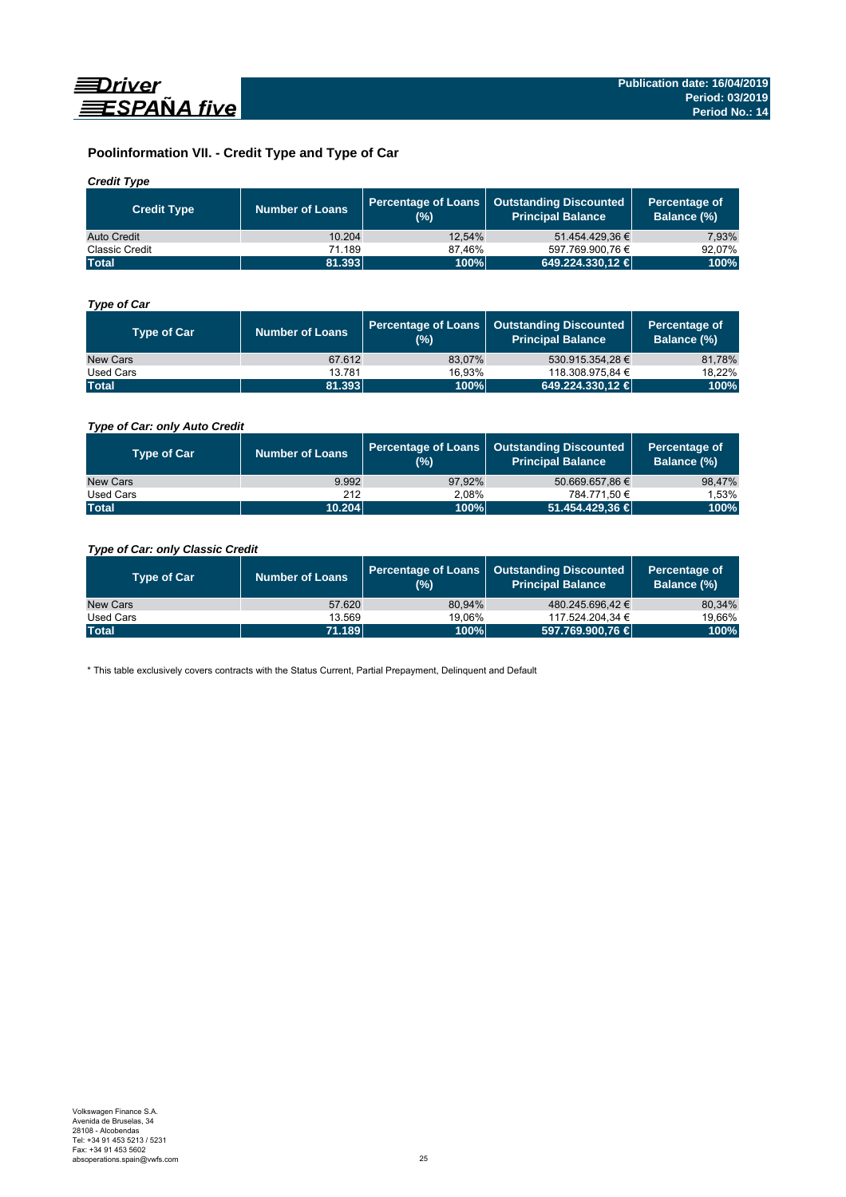## Poolinformation VII. - Credit Type and Type of Car

### *Credit Type*

| Credit Type | Number of Loans | Percentage of Loans (%) | Outstanding Discounted Principal Balance | Percentage of Balance (%) |
|---|---|---|---|---|
| Auto Credit | 10.204 | 12,54% | 51.454.429,36 € | 7,93% |
| Classic Credit | 71.189 | 87,46% | 597.769.900,76 € | 92,07% |
| **Total** | **81.393** | **100%** | **649.224.330,12 €** | **100%** |

### *Type of Car*

| Type of Car | Number of Loans | Percentage of Loans (%) | Outstanding Discounted Principal Balance | Percentage of Balance (%) |
|---|---|---|---|---|
| New Cars | 67.612 | 83,07% | 530.915.354,28 € | 81,78% |
| Used Cars | 13.781 | 16,93% | 118.308.975,84 € | 18,22% |
| **Total** | **81.393** | **100%** | **649.224.330,12 €** | **100%** |

### *Type of Car: only Auto Credit*

| Type of Car | Number of Loans | Percentage of Loans (%) | Outstanding Discounted Principal Balance | Percentage of Balance (%) |
|---|---|---|---|---|
| New Cars | 9.992 | 97,92% | 50.669.657,86 € | 98,47% |
| Used Cars | 212 | 2,08% | 784.771,50 € | 1,53% |
| **Total** | **10.204** | **100%** | **51.454.429,36 €** | **100%** |

### *Type of Car: only Classic Credit*

| Type of Car | Number of Loans | Percentage of Loans (%) | Outstanding Discounted Principal Balance | Percentage of Balance (%) |
|---|---|---|---|---|
| New Cars | 57.620 | 80,94% | 480.245.696,42 € | 80,34% |
| Used Cars | 13.569 | 19,06% | 117.524.204,34 € | 19,66% |
| **Total** | **71.189** | **100%** | **597.769.900,76 €** | **100%** |

* This table exclusively covers contracts with the Status Current, Partial Prepayment, Delinquent and Default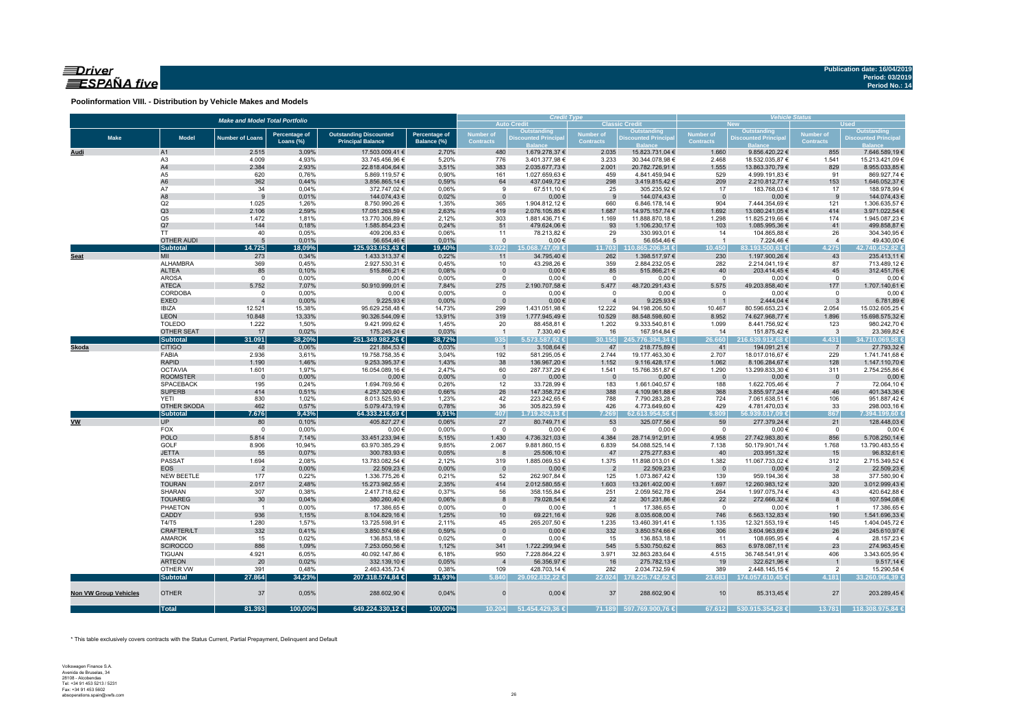**Publication date: 16/04/2019**
**Period: 03/2019**
**Period No.: 14**

**Poolinformation VIII. - Distribution by Vehicle Makes and Models**

| Make and Model Total Portfolio | | | | | | Credit Type | | | | Vehicle Status | | | |
|---|---|---|---|---|---|---|---|---|---|---|---|---|---|
| | | | | | | Auto Credit | | Classic Credit | | New | | Used | |
| Make | Model | Number of Loans | Percentage of Loans (%) | Outstanding Discounted Principal Balance | Percentage of Balance (%) | Number of Contracts | Outstanding Discounted Principal Balance | Number of Contracts | Outstanding Discounted Principal Balance | Number of Contracts | Outstanding Discounted Principal Balance | Number of Contracts | Outstanding Discounted Principal Balance |
| **Audi** | A1 | 2.515 | 3,09% | 17.503.009,41 € | 2,70% | 480 | 1.679.278,37 € | 2.035 | 15.823.731,04 € | 1.660 | 9.856.420,22 € | 855 | 7.646.589,19 € |
| | A3 | 4.009 | 4,93% | 33.745.456,96 € | 5,20% | 776 | 3.401.377,98 € | 3.233 | 30.344.078,98 € | 2.468 | 18.532.035,87 € | 1.541 | 15.213.421,09 € |
| | A4 | 2.384 | 2,93% | 22.818.404,64 € | 3,51% | 383 | 2.035.677,73 € | 2.001 | 20.782.726,91 € | 1.555 | 13.863.370,79 € | 829 | 8.955.033,85 € |
| | A5 | 620 | 0,76% | 5.869.119,57 € | 0,90% | 161 | 1.027.659,63 € | 459 | 4.841.459,94 € | 529 | 4.999.191,83 € | 91 | 869.927,74 € |
| | A6 | 362 | 0,44% | 3.856.865,14 € | 0,59% | 64 | 437.049,72 € | 298 | 3.419.815,42 € | 209 | 2.210.812,77 € | 153 | 1.646.052,37 € |
| | A7 | 34 | 0,04% | 372.747,02 € | 0,06% | 9 | 67.511,10 € | 25 | 305.235,92 € | 17 | 183.768,03 € | 17 | 188.978,99 € |
| | A8 | 9 | 0,01% | 144.074,43 € | 0,02% | 0 | 0,00 € | 9 | 144.074,43 € | 0 | 0,00 € | 9 | 144.074,43 € |
| | Q2 | 1.025 | 1,26% | 8.750.990,26 € | 1,35% | 365 | 1.904.812,12 € | 660 | 6.846.178,14 € | 904 | 7.444.354,69 € | 121 | 1.306.635,57 € |
| | Q3 | 2.106 | 2,59% | 17.051.263,59 € | 2,63% | 419 | 2.076.105,85 € | 1.687 | 14.975.157,74 € | 1.692 | 13.080.241,05 € | 414 | 3.971.022,54 € |
| | Q5 | 1.472 | 1,81% | 13.770.306,89 € | 2,12% | 303 | 1.881.436,71 € | 1.169 | 11.888.870,18 € | 1.298 | 11.825.219,66 € | 174 | 1.945.087,23 € |
| | Q7 | 144 | 0,18% | 1.585.854,23 € | 0,24% | 51 | 479.624,06 € | 93 | 1.106.230,17 € | 103 | 1.085.995,36 € | 41 | 499.858,87 € |
| | TT | 40 | 0,05% | 409.206,83 € | 0,06% | 11 | 78.213,82 € | 29 | 330.993,01 € | 14 | 104.865,88 € | 26 | 304.340,95 € |
| | OTHER AUDI | 5 | 0,01% | 56.654,46 € | 0,01% | 0 | 0,00 € | 5 | 56.654,46 € | 1 | 7.224,46 € | 4 | 49.430,00 € |
| | **Subtotal** | **14.725** | **18,09%** | **125.933.953,43 €** | **19,40%** | **3.022** | **15.068.747,09 €** | **11.703** | **110.865.206,34 €** | **10.450** | **83.193.500,61 €** | **4.275** | **42.740.452,82 €** |
| **Seat** | MII | 273 | 0,34% | 1.433.313,37 € | 0,22% | 11 | 34.795,40 € | 262 | 1.398.517,97 € | 230 | 1.197.900,26 € | 43 | 235.413,11 € |
| | ALHAMBRA | 369 | 0,45% | 2.927.530,31 € | 0,45% | 10 | 43.298,26 € | 359 | 2.884.232,05 € | 282 | 2.214.041,19 € | 87 | 713.489,12 € |
| | ALTEA | 85 | 0,10% | 515.866,21 € | 0,08% | 0 | 0,00 € | 85 | 515.866,21 € | 40 | 203.414,45 € | 45 | 312.451,76 € |
| | AROSA | 0 | 0,00% | 0,00 € | 0,00% | 0 | 0,00 € | 0 | 0,00 € | 0 | 0,00 € | 0 | 0,00 € |
| | ATECA | 5.752 | 7,07% | 50.910.999,01 € | 7,84% | 275 | 2.190.707,58 € | 5.477 | 48.720.291,43 € | 5.575 | 49.203.858,40 € | 177 | 1.707.140,61 € |
| | CORDOBA | 0 | 0,00% | 0,00 € | 0,00% | 0 | 0,00 € | 0 | 0,00 € | 0 | 0,00 € | 0 | 0,00 € |
| | EXEO | 4 | 0,00% | 9.225,93 € | 0,00% | 0 | 0,00 € | 4 | 9.225,93 € | 1 | 2.444,04 € | 3 | 6.781,89 € |
| | IBIZA | 12.521 | 15,38% | 95.629.258,48 € | 14,73% | 299 | 1.431.051,98 € | 12.222 | 94.198.206,50 € | 10.467 | 80.596.653,23 € | 2.054 | 15.032.605,25 € |
| | LEON | 10.848 | 13,33% | 90.326.544,09 € | 13,91% | 319 | 1.777.945,49 € | 10.529 | 88.548.598,60 € | 8.952 | 74.627.968,77 € | 1.896 | 15.698.575,32 € |
| | TOLEDO | 1.222 | 1,50% | 9.421.999,62 € | 1,45% | 20 | 88.458,81 € | 1.202 | 9.333.540,81 € | 1.099 | 8.441.756,92 € | 123 | 980.242,70 € |
| | OTHER SEAT | 17 | 0,02% | 175.245,24 € | 0,03% | 1 | 7.330,40 € | 16 | 167.914,84 € | 14 | 151.875,42 € | 3 | 23.369,82 € |
| | **Subtotal** | **31.091** | **38,20%** | **251.349.982,26 €** | **38,72%** | **935** | **5.573.587,92 €** | **30.156** | **245.776.394,34 €** | **26.660** | **216.639.912,68 €** | **4.431** | **34.710.069,58 €** |
| **Skoda** | CITIGO | 48 | 0,06% | 221.884,53 € | 0,03% | 1 | 3.108,64 € | 47 | 218.775,89 € | 41 | 194.091,21 € | 7 | 27.793,32 € |
| | FABIA | 2.936 | 3,61% | 19.758.758,35 € | 3,04% | 192 | 581.295,05 € | 2.744 | 19.177.463,30 € | 2.707 | 18.017.016,67 € | 229 | 1.741.741,68 € |
| | RAPID | 1.190 | 1,46% | 9.253.395,37 € | 1,43% | 38 | 136.967,20 € | 1.152 | 9.116.428,17 € | 1.062 | 8.106.284,67 € | 128 | 1.147.110,70 € |
| | OCTAVIA | 1.601 | 1,97% | 16.054.089,16 € | 2,47% | 60 | 287.737,29 € | 1.541 | 15.766.351,87 € | 1.290 | 13.299.833,30 € | 311 | 2.754.255,86 € |
| | ROOMSTER | 0 | 0,00% | 0,00 € | 0,00% | 0 | 0,00 € | 0 | 0,00 € | 0 | 0,00 € | 0 | 0,00 € |
| | SPACEBACK | 195 | 0,24% | 1.694.769,56 € | 0,26% | 12 | 33.728,99 € | 183 | 1.661.040,57 € | 188 | 1.622.705,46 € | 7 | 72.064,10 € |
| | SUPERB | 414 | 0,51% | 4.257.320,60 € | 0,66% | 26 | 147.358,72 € | 388 | 4.109.961,88 € | 368 | 3.855.977,24 € | 46 | 401.343,36 € |
| | YETI | 830 | 1,02% | 8.013.525,93 € | 1,23% | 42 | 223.242,65 € | 788 | 7.790.283,28 € | 724 | 7.061.638,51 € | 106 | 951.887,42 € |
| | OTHER SKODA | 462 | 0,57% | 5.079.473,19 € | 0,78% | 36 | 305.823,59 € | 426 | 4.773.649,60 € | 429 | 4.781.470,03 € | 33 | 298.003,16 € |
| | **Subtotal** | **7.676** | **9,43%** | **64.333.216,69 €** | **9,91%** | **407** | **1.719.262,13 €** | **7.269** | **62.613.954,56 €** | **6.809** | **56.939.017,09 €** | **867** | **7.394.199,60 €** |
| **VW** | UP | 80 | 0,10% | 405.827,27 € | 0,06% | 27 | 80.749,71 € | 53 | 325.077,56 € | 59 | 277.379,24 € | 21 | 128.448,03 € |
| | FOX | 0 | 0,00% | 0,00 € | 0,00% | 0 | 0,00 € | 0 | 0,00 € | 0 | 0,00 € | 0 | 0,00 € |
| | POLO | 5.814 | 7,14% | 33.451.233,94 € | 5,15% | 1.430 | 4.736.321,03 € | 4.384 | 28.714.912,91 € | 4.958 | 27.742.983,80 € | 856 | 5.708.250,14 € |
| | GOLF | 8.906 | 10,94% | 63.970.385,29 € | 9,85% | 2.067 | 9.881.860,15 € | 6.839 | 54.088.525,14 € | 7.138 | 50.179.901,74 € | 1.768 | 13.790.483,55 € |
| | JETTA | 55 | 0,07% | 300.783,93 € | 0,05% | 8 | 25.506,10 € | 47 | 275.277,83 € | 40 | 203.951,32 € | 15 | 96.832,61 € |
| | PASSAT | 1.694 | 2,08% | 13.783.082,54 € | 2,12% | 319 | 1.885.069,53 € | 1.375 | 11.898.013,01 € | 1.382 | 11.067.733,02 € | 312 | 2.715.349,52 € |
| | EOS | 2 | 0,00% | 22.509,23 € | 0,00% | 0 | 0,00 € | 2 | 22.509,23 € | 0 | 0,00 € | 2 | 22.509,23 € |
| | NEW BEETLE | 177 | 0,22% | 1.336.775,26 € | 0,21% | 52 | 262.907,84 € | 125 | 1.073.867,42 € | 139 | 959.194,36 € | 38 | 377.580,90 € |
| | TOURAN | 2.017 | 2,48% | 15.273.982,55 € | 2,35% | 414 | 2.012.580,55 € | 1.603 | 13.261.402,00 € | 1.697 | 12.260.983,12 € | 320 | 3.012.999,43 € |
| | SHARAN | 307 | 0,38% | 2.417.718,62 € | 0,37% | 56 | 358.155,84 € | 251 | 2.059.562,78 € | 264 | 1.997.075,74 € | 43 | 420.642,88 € |
| | TOUAREG | 30 | 0,04% | 380.260,40 € | 0,06% | 8 | 79.028,54 € | 22 | 301.231,86 € | 22 | 272.666,32 € | 8 | 107.594,08 € |
| | PHAETON | 1 | 0,00% | 17.386,65 € | 0,00% | 0 | 0,00 € | 1 | 17.386,65 € | 0 | 0,00 € | 1 | 17.386,65 € |
| | CADDY | 936 | 1,15% | 8.104.829,16 € | 1,25% | 10 | 69.221,16 € | 926 | 8.035.608,00 € | 746 | 6.563.132,83 € | 190 | 1.541.696,33 € |
| | T4/T5 | 1.280 | 1,57% | 13.725.598,91 € | 2,11% | 45 | 265.207,50 € | 1.235 | 13.460.391,41 € | 1.135 | 12.321.553,19 € | 145 | 1.404.045,72 € |
| | CRAFTER/LT | 332 | 0,41% | 3.850.574,66 € | 0,59% | 0 | 0,00 € | 332 | 3.850.574,66 € | 306 | 3.604.963,69 € | 26 | 245.610,97 € |
| | AMAROK | 15 | 0,02% | 136.853,18 € | 0,02% | 0 | 0,00 € | 15 | 136.853,18 € | 11 | 108.695,95 € | 4 | 28.157,23 € |
| | SCIROCCO | 886 | 1,09% | 7.253.050,56 € | 1,12% | 341 | 1.722.299,94 € | 545 | 5.530.750,62 € | 863 | 6.978.087,11 € | 23 | 274.963,45 € |
| | TIGUAN | 4.921 | 6,05% | 40.092.147,86 € | 6,18% | 950 | 7.228.864,22 € | 3.971 | 32.863.283,64 € | 4.515 | 36.748.541,91 € | 406 | 3.343.605,95 € |
| | ARTEON | 20 | 0,02% | 332.139,10 € | 0,05% | 4 | 56.356,97 € | 16 | 275.782,13 € | 19 | 322.621,96 € | 1 | 9.517,14 € |
| | OTHER VW | 391 | 0,48% | 2.463.435,73 € | 0,38% | 109 | 428.703,14 € | 282 | 2.034.732,59 € | 389 | 2.448.145,15 € | 2 | 15.290,58 € |
| | **Subtotal** | **27.864** | **34,23%** | **207.318.574,84 €** | **31,93%** | **5.840** | **29.092.832,22 €** | **22.024** | **178.225.742,62 €** | **23.683** | **174.057.610,45 €** | **4.181** | **33.260.964,39 €** |
| **Non VW Group Vehicles** | OTHER | 37 | 0,05% | 288.602,90 € | 0,04% | 0 | 0,00 € | 37 | 288.602,90 € | 10 | 85.313,45 € | 27 | 203.289,45 € |
| | **Total** | **81.393** | **100,00%** | **649.224.330,12 €** | **100,00%** | **10.204** | **51.454.429,36 €** | **71.189** | **597.769.900,76 €** | **67.612** | **530.915.354,28 €** | **13.781** | **118.308.975,84 €** |

* This table exclusively covers contracts with the Status Current, Partial Prepayment, Delinquent and Default

Volkswagen Finance S.A.
Avenida de Bruselas, 34
28108 - Alcobendas
Tel: +34 91 453 5213 / 5231
Fax: +34 91 453 5602
absoperations.spain@vwfs.com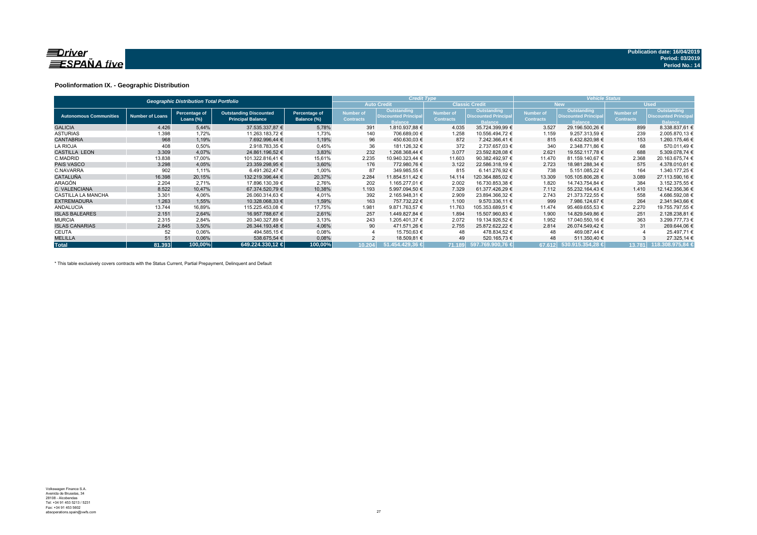**Driver ESPAÑA five**

**Publication date: 16/04/2019**
**Period: 03/2019**
**Period No.: 14**

### Poolinformation IX. - Geographic Distribution

| Geographic Distribution Total Portfolio | | | | | Credit Type | | | | Vehicle Status | | | |
|---|---|---|---|---|---|---|---|---|---|---|---|---|
| | | | | | Auto Credit | | Classic Credit | | New | | Used | |
| Autonomous Communities | Number of Loans | Percentage of Loans (%) | Outstanding Discounted Principal Balance | Percentage of Balance (%) | Number of Contracts | Outstanding Discounted Principal Balance | Number of Contracts | Outstanding Discounted Principal Balance | Number of Contracts | Outstanding Discounted Principal Balance | Number of Contracts | Outstanding Discounted Principal Balance |
| GALICIA | 4.426 | 5,44% | 37.535.337,87 € | 5,78% | 391 | 1.810.937,88 € | 4.035 | 35.724.399,99 € | 3.527 | 29.196.500,26 € | 899 | 8.338.837,61 € |
| ASTURIAS | 1.398 | 1,72% | 11.263.183,72 € | 1,73% | 140 | 706.689,00 € | 1.258 | 10.556.494,72 € | 1.159 | 9.257.313,59 € | 239 | 2.005.870,13 € |
| CANTABRIA | 968 | 1,19% | 7.692.996,44 € | 1,19% | 96 | 450.630,03 € | 872 | 7.242.366,41 € | 815 | 6.432.820,98 € | 153 | 1.260.175,46 € |
| LA RIOJA | 408 | 0,50% | 2.918.783,35 € | 0,45% | 36 | 181.126,32 € | 372 | 2.737.657,03 € | 340 | 2.348.771,86 € | 68 | 570.011,49 € |
| CASTILLA LEON | 3.309 | 4,07% | 24.861.196,52 € | 3,83% | 232 | 1.268.368,44 € | 3.077 | 23.592.828,08 € | 2.621 | 19.552.117,78 € | 688 | 5.309.078,74 € |
| C.MADRID | 13.838 | 17,00% | 101.322.816,41 € | 15,61% | 2.235 | 10.940.323,44 € | 11.603 | 90.382.492,97 € | 11.470 | 81.159.140,67 € | 2.368 | 20.163.675,74 € |
| PAIS VASCO | 3.298 | 4,05% | 23.359.298,95 € | 3,60% | 176 | 772.980,76 € | 3.122 | 22.586.318,19 € | 2.723 | 18.981.288,34 € | 575 | 4.378.010,61 € |
| C.NAVARRA | 902 | 1,11% | 6.491.262,47 € | 1,00% | 87 | 349.985,55 € | 815 | 6.141.276,92 € | 738 | 5.151.085,22 € | 164 | 1.340.177,25 € |
| CATALUÑA | 16.398 | 20,15% | 132.219.396,44 € | 20,37% | 2.284 | 11.854.511,42 € | 14.114 | 120.364.885,02 € | 13.309 | 105.105.806,28 € | 3.089 | 27.113.590,16 € |
| ARAGÓN | 2.204 | 2,71% | 17.896.130,39 € | 2,76% | 202 | 1.165.277,01 € | 2.002 | 16.730.853,38 € | 1.820 | 14.743.754,84 € | 384 | 3.152.375,55 € |
| C. VALENCIANA | 8.522 | 10,47% | 67.374.520,79 € | 10,38% | 1.193 | 5.997.094,50 € | 7.329 | 61.377.426,29 € | 7.112 | 55.232.164,43 € | 1.410 | 12.142.356,36 € |
| CASTILLA LA MANCHA | 3.301 | 4,06% | 26.060.314,63 € | 4,01% | 392 | 2.165.948,31 € | 2.909 | 23.894.366,32 € | 2.743 | 21.373.722,55 € | 558 | 4.686.592,08 € |
| EXTREMADURA | 1.263 | 1,55% | 10.328.068,33 € | 1,59% | 163 | 757.732,22 € | 1.100 | 9.570.336,11 € | 999 | 7.986.124,67 € | 264 | 2.341.943,66 € |
| ANDALUCIA | 13.744 | 16,89% | 115.225.453,08 € | 17,75% | 1.981 | 9.871.763,57 € | 11.763 | 105.353.689,51 € | 11.474 | 95.469.655,53 € | 2.270 | 19.755.797,55 € |
| ISLAS BALEARES | 2.151 | 2,64% | 16.957.788,67 € | 2,61% | 257 | 1.449.827,84 € | 1.894 | 15.507.960,83 € | 1.900 | 14.829.549,86 € | 251 | 2.128.238,81 € |
| MURCIA | 2.315 | 2,84% | 20.340.327,89 € | 3,13% | 243 | 1.205.401,37 € | 2.072 | 19.134.926,52 € | 1.952 | 17.040.550,16 € | 363 | 3.299.777,73 € |
| ISLAS CANARIAS | 2.845 | 3,50% | 26.344.193,48 € | 4,06% | 90 | 471.571,26 € | 2.755 | 25.872.622,22 € | 2.814 | 26.074.549,42 € | 31 | 269.644,06 € |
| CEUTA | 52 | 0,06% | 494.585,15 € | 0,08% | 4 | 15.750,63 € | 48 | 478.834,52 € | 48 | 469.087,44 € | 4 | 25.497,71 € |
| MELILLA | 51 | 0,06% | 538.675,54 € | 0,08% | 2 | 18.509,81 € | 49 | 520.165,73 € | 48 | 511.350,40 € | 3 | 27.325,14 € |
| **Total** | **81.393** | **100,00%** | **649.224.330,12 €** | **100,00%** | **10.204** | **51.454.429,36 €** | **71.189** | **597.769.900,76 €** | **67.612** | **530.915.354,28 €** | **13.781** | **118.308.975,84 €** |

\* This table exclusively covers contracts with the Status Current, Partial Prepayment, Delinquent and Default

Volkswagen Finance S.A.
Avenida de Bruselas, 34
28108 - Alcobendas
Tel: +34 91 453 5213 / 5231
Fax: +34 91 453 5602
absoperations.spain@vwfs.com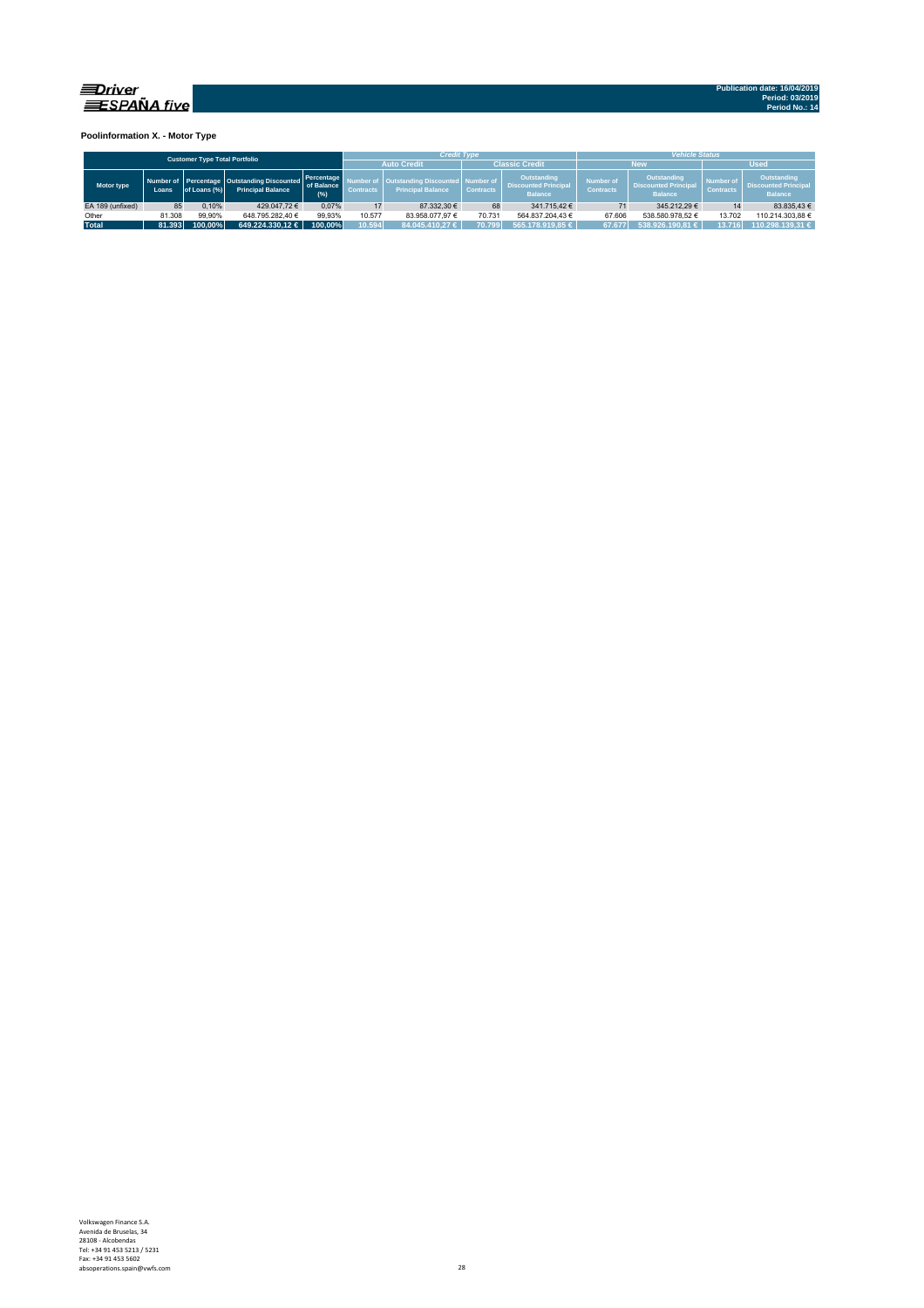Driver ESPAÑA five

Publication date: 16/04/2019
Period: 03/2019
Period No.: 14

**Poolinformation X. - Motor Type**

| Customer Type Total Portfolio | | | | | Credit Type | | | | Vehicle Status | | | |
|---|---|---|---|---|---|---|---|---|---|---|---|---|
| | | | | | Auto Credit | | Classic Credit | | New | | Used | |
| Motor type | Number of Loans | Percentage of Loans (%) | Outstanding Discounted Principal Balance | Percentage of Balance (%) | Number of Contracts | Outstanding Discounted Principal Balance | Number of Contracts | Outstanding Discounted Principal Balance | Number of Contracts | Outstanding Discounted Principal Balance | Number of Contracts | Outstanding Discounted Principal Balance |
| EA 189 (unfixed) | 85 | 0,10% | 429.047,72 € | 0,07% | 17 | 87.332,30 € | 68 | 341.715,42 € | 71 | 345.212,29 € | 14 | 83.835,43 € |
| Other | 81.308 | 99,90% | 648.795.282,40 € | 99,93% | 10.577 | 83.958.077,97 € | 70.731 | 564.837.204,43 € | 67.606 | 538.580.978,52 € | 13.702 | 110.214.303,88 € |
| **Total** | **81.393** | **100,00%** | **649.224.330,12 €** | **100,00%** | **10.594** | **84.045.410,27 €** | **70.799** | **565.178.919,85 €** | **67.677** | **538.926.190,81 €** | **13.716** | **110.298.139,31 €** |

Volkswagen Finance S.A.
Avenida de Bruselas, 34
28108 - Alcobendas
Tel: +34 91 453 5213 / 5231
Fax: +34 91 453 5602
absoperations.spain@vwfs.com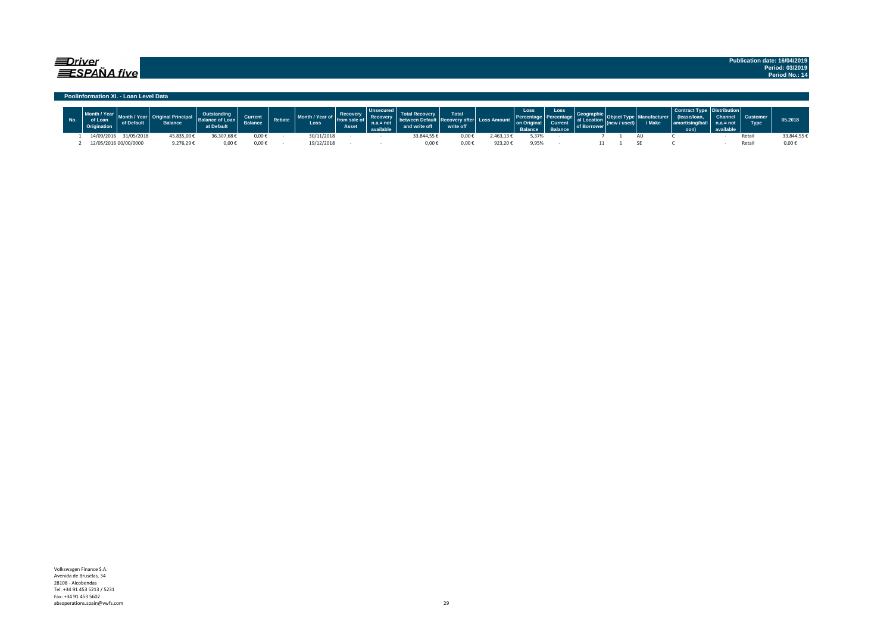**Driver ESPAÑA five**

**Publication date: 16/04/2019**
**Period: 03/2019**
**Period No.: 14**

## Poolinformation XI. - Loan Level Data

| No. | Month / Year of Loan Origination | Month / Year of Default | Original Principal Balance | Outstanding Balance of Loan at Default | Current Balance | Rebate | Month / Year of Loss | Recovery from sale of Asset | Unsecured Recovery n.a.= not available | Total Recovery between Default and write off | Total Recovery after write off | Loss Amount | Loss Percentage on Original Balance | Loss Percentage Current Balance | Geographical Location of Borrower | Object Type (new / used) | Manufacturer / Make | Contract Type (lease/loan, amortising/balloon) | Distribution Channel n.a.= not available | Customer Type | 05.2018 |
|---|---|---|---|---|---|---|---|---|---|---|---|---|---|---|---|---|---|---|---|---|---|
| 1 | 14/09/2016 | 31/05/2018 | 45.835,00 € | 36.307,68 € | 0,00 € | - | 30/11/2018 | - | - | 33.844,55 € | 0,00 € | 2.463,13 € | 5,37% | - | 7 | 1 | AU | C | - | Retail | 33.844,55 € |
| 2 | 12/05/2016 | 00/00/0000 | 9.276,29 € | 0,00 € | 0,00 € | - | 19/12/2018 | - | - | 0,00 € | 0,00 € | 923,20 € | 9,95% | - | 11 | 1 | SE | C | - | Retail | 0,00 € |

Volkswagen Finance S.A.
Avenida de Bruselas, 34
28108 - Alcobendas
Tel: +34 91 453 5213 / 5231
Fax: +34 91 453 5602
absoperations.spain@vwfs.com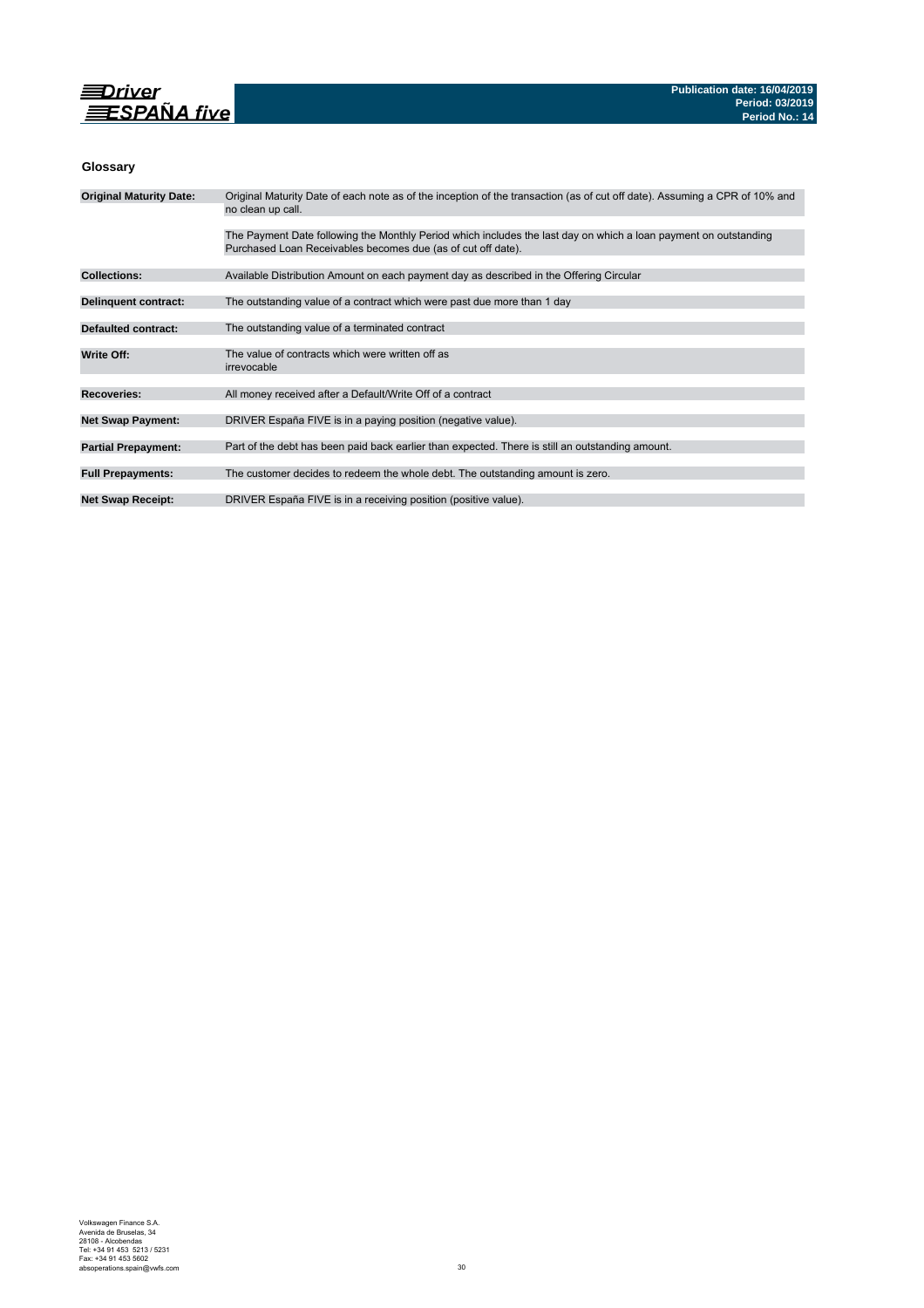## Glossary

| | |
|---|---|
| **Original Maturity Date:** | Original Maturity Date of each note as of the inception of the transaction (as of cut off date). Assuming a CPR of 10% and no clean up call. |
| | The Payment Date following the Monthly Period which includes the last day on which a loan payment on outstanding Purchased Loan Receivables becomes due (as of cut off date). |
| **Collections:** | Available Distribution Amount on each payment day as described in the Offering Circular |
| **Delinquent contract:** | The outstanding value of a contract which were past due more than 1 day |
| **Defaulted contract:** | The outstanding value of a terminated contract |
| **Write Off:** | The value of contracts which were written off as irrevocable |
| **Recoveries:** | All money received after a Default/Write Off of a contract |
| **Net Swap Payment:** | DRIVER España FIVE is in a paying position (negative value). |
| **Partial Prepayment:** | Part of the debt has been paid back earlier than expected. There is still an outstanding amount. |
| **Full Prepayments:** | The customer decides to redeem the whole debt. The outstanding amount is zero. |
| **Net Swap Receipt:** | DRIVER España FIVE is in a receiving position (positive value). |

Volkswagen Finance S.A.
Avenida de Bruselas, 34
28108 - Alcobendas
Tel: +34 91 453 5213 / 5231
Fax: +34 91 453 5602
absoperations.spain@vwfs.com